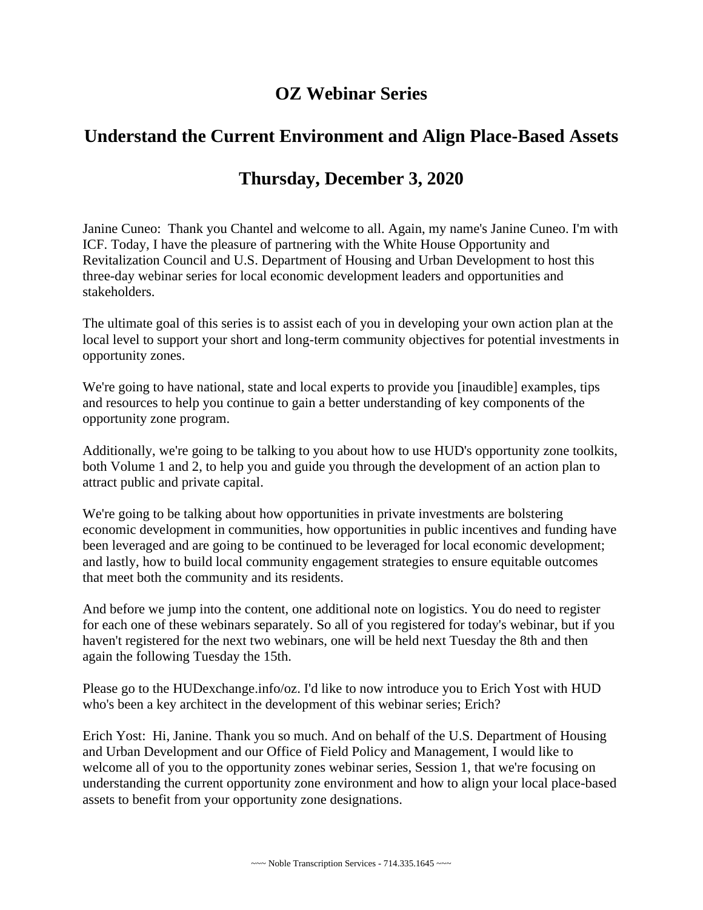# OZ Webinar Series

## Understand the Current Environment and Align Place-Based Assets

## Thursday, December 3, 2020

Janine Cuneo: Thank you Chantel and welcome to all. Again, my name's Janine Cuneo. I'm with ICF. Today, I have the pleasure of partnering with the White House Opportunity and Revitalization Council and U.S. Department of Housing and Urban Development to host this three-day webinar series for local economic development leaders and opportunities and stakeholders.

The ultimate goal of this series is to assist each of you in developing your own action plan at the local level to support your short and long-term community objectives for potential investments in opportunity zones.

We're going to have national, state and local experts to provide you [inaudible] examples, tips and resources to help you continue to gain a better understanding of key components of the opportunity zone program.

Additionally, we're going to be talking to you about how to use HUD's opportunity zone toolkits, both Volume 1 and 2, to help you and guide you through the development of an action plan to attract public and private capital.

We're going to be talking about how opportunities in private investments are bolstering economic development in communities, how opportunities in public incentives and funding have been leveraged and are going to be continued to be leveraged for local economic development; and lastly, how to build local community engagement strategies to ensure equitable outcomes that meet both the community and its residents.

And before we jump into the content, one additional note on logistics. You do need to register for each one of these webinars separately. So all of you registered for today's webinar, but if you haven't registered for the next two webinars, one will be held next Tuesday the 8th and then again the following Tuesday the 15th.

Please go to the HUDexchange.info/oz. I'd like to now introduce you to Erich Yost with HUD who's been a key architect in the development of this webinar series; Erich?

Erich Yost: Hi, Janine. Thank you so much. And on behalf of the U.S. Department of Housing and Urban Development and our Office of Field Policy and Management, I would like to welcome all of you to the opportunity zones webinar series, Session 1, that we're focusing on understanding the current opportunity zone environment and how to align your local place-based assets to benefit from your opportunity zone designations.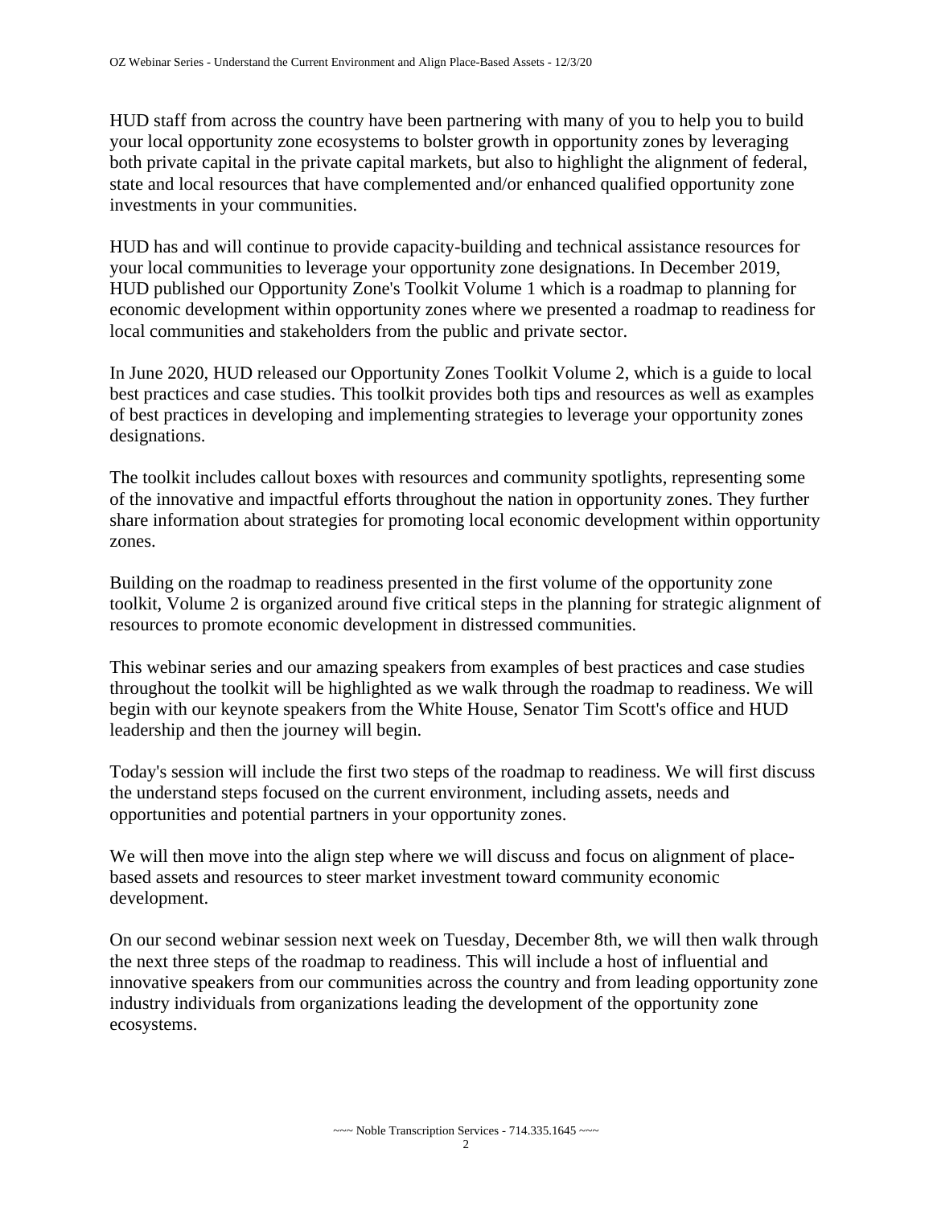HUD staff from across the country have been partnering with many of you to help you to build your local opportunity zone ecosystems to bolster growth in opportunity zones by leveraging both private capital in the private capital markets, but also to highlight the alignment of federal, state and local resources that have complemented and/or enhanced qualified opportunity zone investments in your communities.

HUD has and will continue to provide capacity-building and technical assistance resources for your local communities to leverage your opportunity zone designations. In December 2019, HUD published our Opportunity Zone's Toolkit Volume 1 which is a roadmap to planning for economic development within opportunity zones where we presented a roadmap to readiness for local communities and stakeholders from the public and private sector.

In June 2020, HUD released our Opportunity Zones Toolkit Volume 2, which is a guide to local best practices and case studies. This toolkit provides both tips and resources as well as examples of best practices in developing and implementing strategies to leverage your opportunity zones designations.

The toolkit includes callout boxes with resources and community spotlights, representing some of the innovative and impactful efforts throughout the nation in opportunity zones. They further share information about strategies for promoting local economic development within opportunity zones.

Building on the roadmap to readiness presented in the first volume of the opportunity zone toolkit, Volume 2 is organized around five critical steps in the planning for strategic alignment of resources to promote economic development in distressed communities.

This webinar series and our amazing speakers from examples of best practices and case studies throughout the toolkit will be highlighted as we walk through the roadmap to readiness. We will begin with our keynote speakers from the White House, Senator Tim Scott's office and HUD leadership and then the journey will begin.

Today's session will include the first two steps of the roadmap to readiness. We will first discuss the understand steps focused on the current environment, including assets, needs and opportunities and potential partners in your opportunity zones.

We will then move into the align step where we will discuss and focus on alignment of place-based assets and resources to steer market investment toward community economic development.

On our second webinar session next week on Tuesday, December 8th, we will then walk through the next three steps of the roadmap to readiness. This will include a host of influential and innovative speakers from our communities across the country and from leading opportunity zone industry individuals from organizations leading the development of the opportunity zone ecosystems.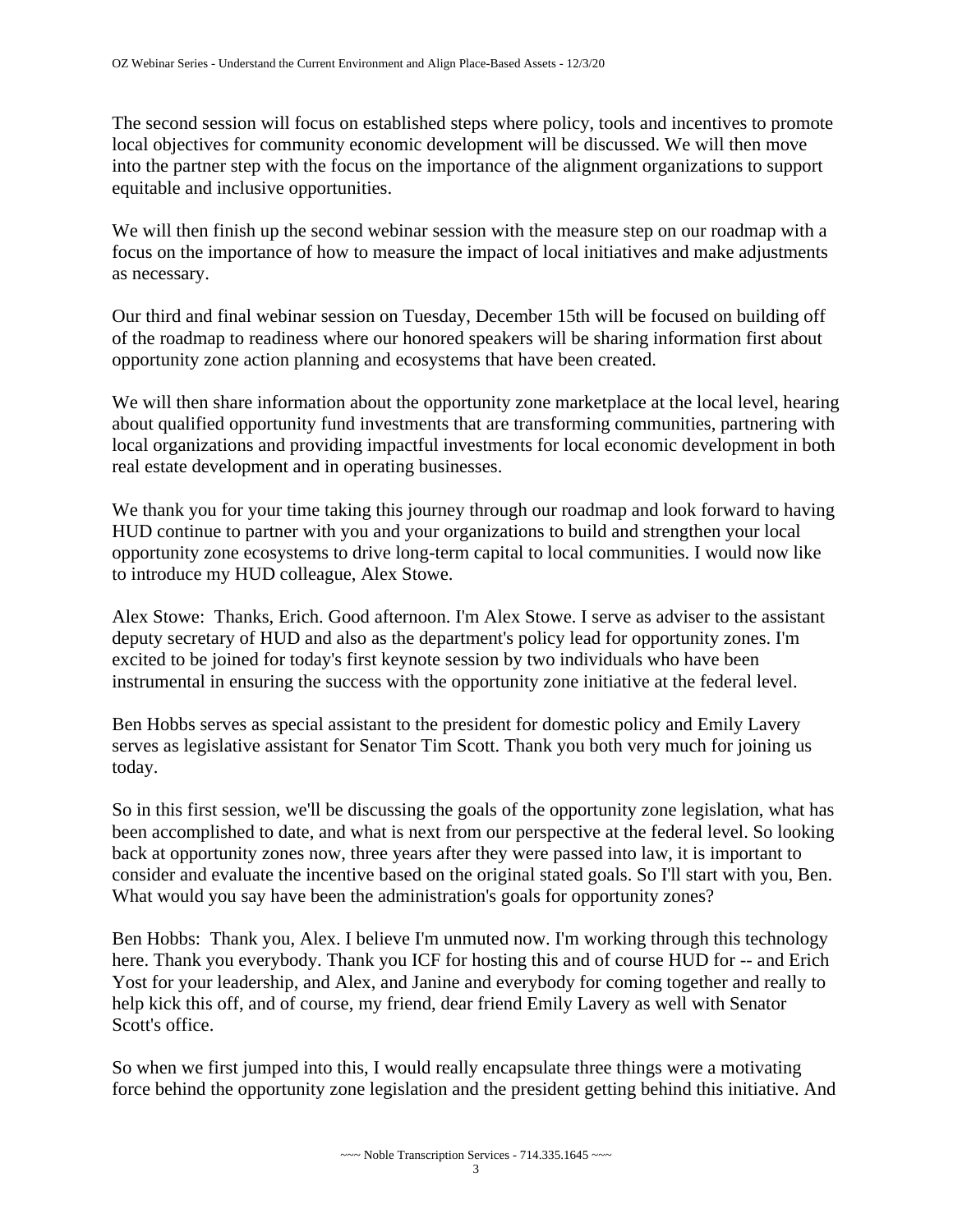The second session will focus on established steps where policy, tools and incentives to promote local objectives for community economic development will be discussed. We will then move into the partner step with the focus on the importance of the alignment organizations to support equitable and inclusive opportunities.

We will then finish up the second webinar session with the measure step on our roadmap with a focus on the importance of how to measure the impact of local initiatives and make adjustments as necessary.

Our third and final webinar session on Tuesday, December 15th will be focused on building off of the roadmap to readiness where our honored speakers will be sharing information first about opportunity zone action planning and ecosystems that have been created.

We will then share information about the opportunity zone marketplace at the local level, hearing about qualified opportunity fund investments that are transforming communities, partnering with local organizations and providing impactful investments for local economic development in both real estate development and in operating businesses.

We thank you for your time taking this journey through our roadmap and look forward to having HUD continue to partner with you and your organizations to build and strengthen your local opportunity zone ecosystems to drive long-term capital to local communities. I would now like to introduce my HUD colleague, Alex Stowe.

Alex Stowe: Thanks, Erich. Good afternoon. I'm Alex Stowe. I serve as adviser to the assistant deputy secretary of HUD and also as the department's policy lead for opportunity zones. I'm excited to be joined for today's first keynote session by two individuals who have been instrumental in ensuring the success with the opportunity zone initiative at the federal level.

Ben Hobbs serves as special assistant to the president for domestic policy and Emily Lavery serves as legislative assistant for Senator Tim Scott. Thank you both very much for joining us today.

So in this first session, we'll be discussing the goals of the opportunity zone legislation, what has been accomplished to date, and what is next from our perspective at the federal level. So looking back at opportunity zones now, three years after they were passed into law, it is important to consider and evaluate the incentive based on the original stated goals. So I'll start with you, Ben. What would you say have been the administration's goals for opportunity zones?

Ben Hobbs: Thank you, Alex. I believe I'm unmuted now. I'm working through this technology here. Thank you everybody. Thank you ICF for hosting this and of course HUD for -- and Erich Yost for your leadership, and Alex, and Janine and everybody for coming together and really to help kick this off, and of course, my friend, dear friend Emily Lavery as well with Senator Scott's office.

So when we first jumped into this, I would really encapsulate three things were a motivating force behind the opportunity zone legislation and the president getting behind this initiative. And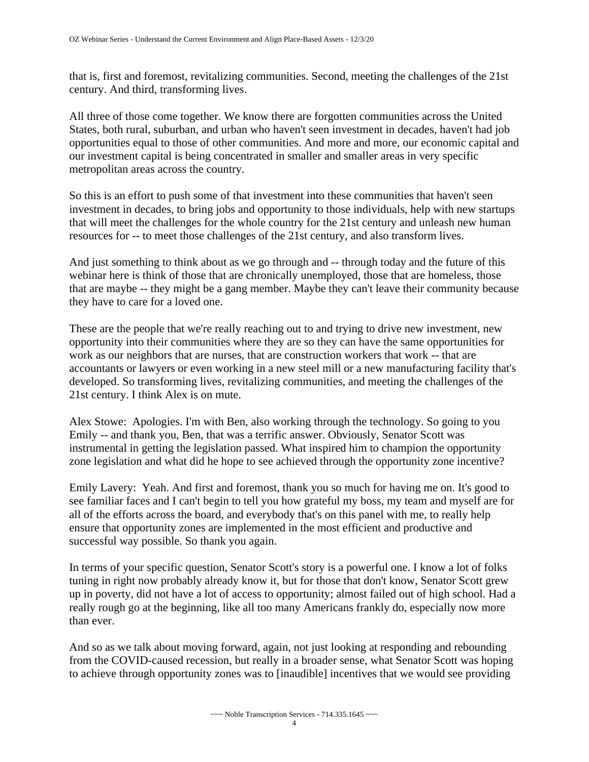that is, first and foremost, revitalizing communities. Second, meeting the challenges of the 21st century. And third, transforming lives.

All three of those come together. We know there are forgotten communities across the United States, both rural, suburban, and urban who haven't seen investment in decades, haven't had job opportunities equal to those of other communities. And more and more, our economic capital and our investment capital is being concentrated in smaller and smaller areas in very specific metropolitan areas across the country.

So this is an effort to push some of that investment into these communities that haven't seen investment in decades, to bring jobs and opportunity to those individuals, help with new startups that will meet the challenges for the whole country for the 21st century and unleash new human resources for -- to meet those challenges of the 21st century, and also transform lives.

And just something to think about as we go through and -- through today and the future of this webinar here is think of those that are chronically unemployed, those that are homeless, those that are maybe -- they might be a gang member. Maybe they can't leave their community because they have to care for a loved one.

These are the people that we're really reaching out to and trying to drive new investment, new opportunity into their communities where they are so they can have the same opportunities for work as our neighbors that are nurses, that are construction workers that work -- that are accountants or lawyers or even working in a new steel mill or a new manufacturing facility that's developed. So transforming lives, revitalizing communities, and meeting the challenges of the 21st century. I think Alex is on mute.

Alex Stowe: Apologies. I'm with Ben, also working through the technology. So going to you Emily -- and thank you, Ben, that was a terrific answer. Obviously, Senator Scott was instrumental in getting the legislation passed. What inspired him to champion the opportunity zone legislation and what did he hope to see achieved through the opportunity zone incentive?

Emily Lavery: Yeah. And first and foremost, thank you so much for having me on. It's good to see familiar faces and I can't begin to tell you how grateful my boss, my team and myself are for all of the efforts across the board, and everybody that's on this panel with me, to really help ensure that opportunity zones are implemented in the most efficient and productive and successful way possible. So thank you again.

In terms of your specific question, Senator Scott's story is a powerful one. I know a lot of folks tuning in right now probably already know it, but for those that don't know, Senator Scott grew up in poverty, did not have a lot of access to opportunity; almost failed out of high school. Had a really rough go at the beginning, like all too many Americans frankly do, especially now more than ever.

And so as we talk about moving forward, again, not just looking at responding and rebounding from the COVID-caused recession, but really in a broader sense, what Senator Scott was hoping to achieve through opportunity zones was to [inaudible] incentives that we would see providing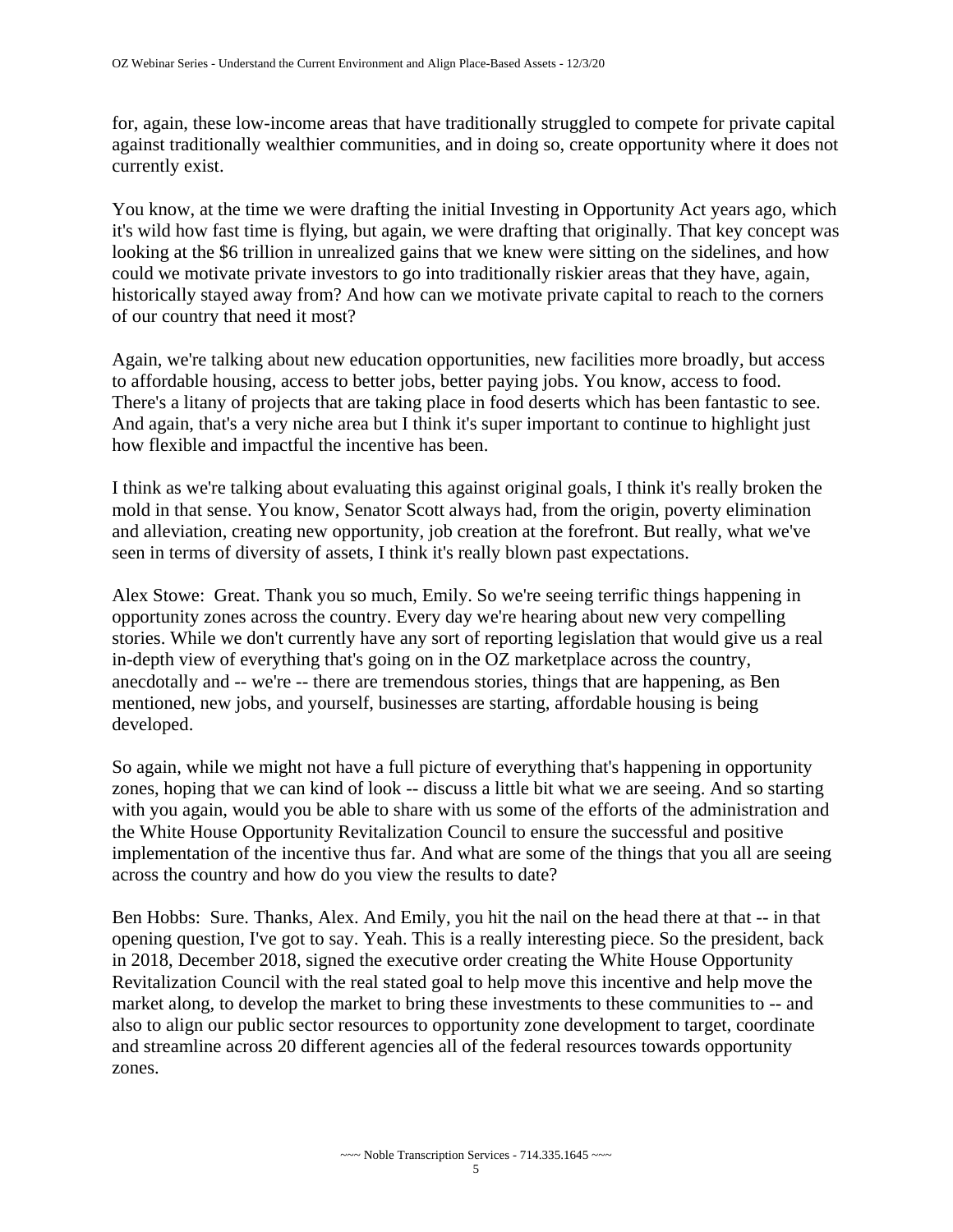for, again, these low-income areas that have traditionally struggled to compete for private capital against traditionally wealthier communities, and in doing so, create opportunity where it does not currently exist.

You know, at the time we were drafting the initial Investing in Opportunity Act years ago, which it's wild how fast time is flying, but again, we were drafting that originally. That key concept was looking at the $6 trillion in unrealized gains that we knew were sitting on the sidelines, and how could we motivate private investors to go into traditionally riskier areas that they have, again, historically stayed away from? And how can we motivate private capital to reach to the corners of our country that need it most?

Again, we're talking about new education opportunities, new facilities more broadly, but access to affordable housing, access to better jobs, better paying jobs. You know, access to food. There's a litany of projects that are taking place in food deserts which has been fantastic to see. And again, that's a very niche area but I think it's super important to continue to highlight just how flexible and impactful the incentive has been.

I think as we're talking about evaluating this against original goals, I think it's really broken the mold in that sense. You know, Senator Scott always had, from the origin, poverty elimination and alleviation, creating new opportunity, job creation at the forefront. But really, what we've seen in terms of diversity of assets, I think it's really blown past expectations.

Alex Stowe: Great. Thank you so much, Emily. So we're seeing terrific things happening in opportunity zones across the country. Every day we're hearing about new very compelling stories. While we don't currently have any sort of reporting legislation that would give us a real in-depth view of everything that's going on in the OZ marketplace across the country, anecdotally and -- we're -- there are tremendous stories, things that are happening, as Ben mentioned, new jobs, and yourself, businesses are starting, affordable housing is being developed.

So again, while we might not have a full picture of everything that's happening in opportunity zones, hoping that we can kind of look -- discuss a little bit what we are seeing. And so starting with you again, would you be able to share with us some of the efforts of the administration and the White House Opportunity Revitalization Council to ensure the successful and positive implementation of the incentive thus far. And what are some of the things that you all are seeing across the country and how do you view the results to date?

Ben Hobbs: Sure. Thanks, Alex. And Emily, you hit the nail on the head there at that -- in that opening question, I've got to say. Yeah. This is a really interesting piece. So the president, back in 2018, December 2018, signed the executive order creating the White House Opportunity Revitalization Council with the real stated goal to help move this incentive and help move the market along, to develop the market to bring these investments to these communities to -- and also to align our public sector resources to opportunity zone development to target, coordinate and streamline across 20 different agencies all of the federal resources towards opportunity zones.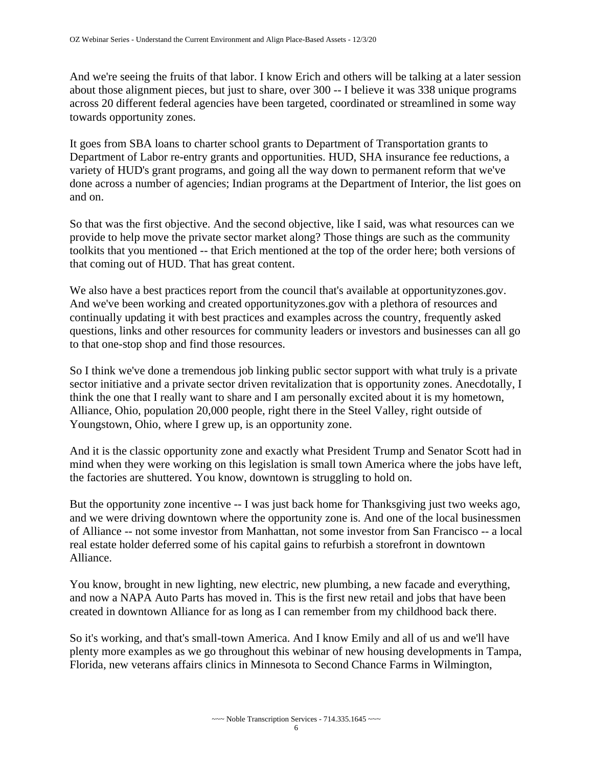And we're seeing the fruits of that labor. I know Erich and others will be talking at a later session about those alignment pieces, but just to share, over 300 -- I believe it was 338 unique programs across 20 different federal agencies have been targeted, coordinated or streamlined in some way towards opportunity zones.

It goes from SBA loans to charter school grants to Department of Transportation grants to Department of Labor re-entry grants and opportunities. HUD, SHA insurance fee reductions, a variety of HUD's grant programs, and going all the way down to permanent reform that we've done across a number of agencies; Indian programs at the Department of Interior, the list goes on and on.

So that was the first objective. And the second objective, like I said, was what resources can we provide to help move the private sector market along? Those things are such as the community toolkits that you mentioned -- that Erich mentioned at the top of the order here; both versions of that coming out of HUD. That has great content.

We also have a best practices report from the council that's available at opportunityzones.gov. And we've been working and created opportunityzones.gov with a plethora of resources and continually updating it with best practices and examples across the country, frequently asked questions, links and other resources for community leaders or investors and businesses can all go to that one-stop shop and find those resources.

So I think we've done a tremendous job linking public sector support with what truly is a private sector initiative and a private sector driven revitalization that is opportunity zones. Anecdotally, I think the one that I really want to share and I am personally excited about it is my hometown, Alliance, Ohio, population 20,000 people, right there in the Steel Valley, right outside of Youngstown, Ohio, where I grew up, is an opportunity zone.

And it is the classic opportunity zone and exactly what President Trump and Senator Scott had in mind when they were working on this legislation is small town America where the jobs have left, the factories are shuttered. You know, downtown is struggling to hold on.

But the opportunity zone incentive -- I was just back home for Thanksgiving just two weeks ago, and we were driving downtown where the opportunity zone is. And one of the local businessmen of Alliance -- not some investor from Manhattan, not some investor from San Francisco -- a local real estate holder deferred some of his capital gains to refurbish a storefront in downtown Alliance.

You know, brought in new lighting, new electric, new plumbing, a new facade and everything, and now a NAPA Auto Parts has moved in. This is the first new retail and jobs that have been created in downtown Alliance for as long as I can remember from my childhood back there.

So it's working, and that's small-town America. And I know Emily and all of us and we'll have plenty more examples as we go throughout this webinar of new housing developments in Tampa, Florida, new veterans affairs clinics in Minnesota to Second Chance Farms in Wilmington,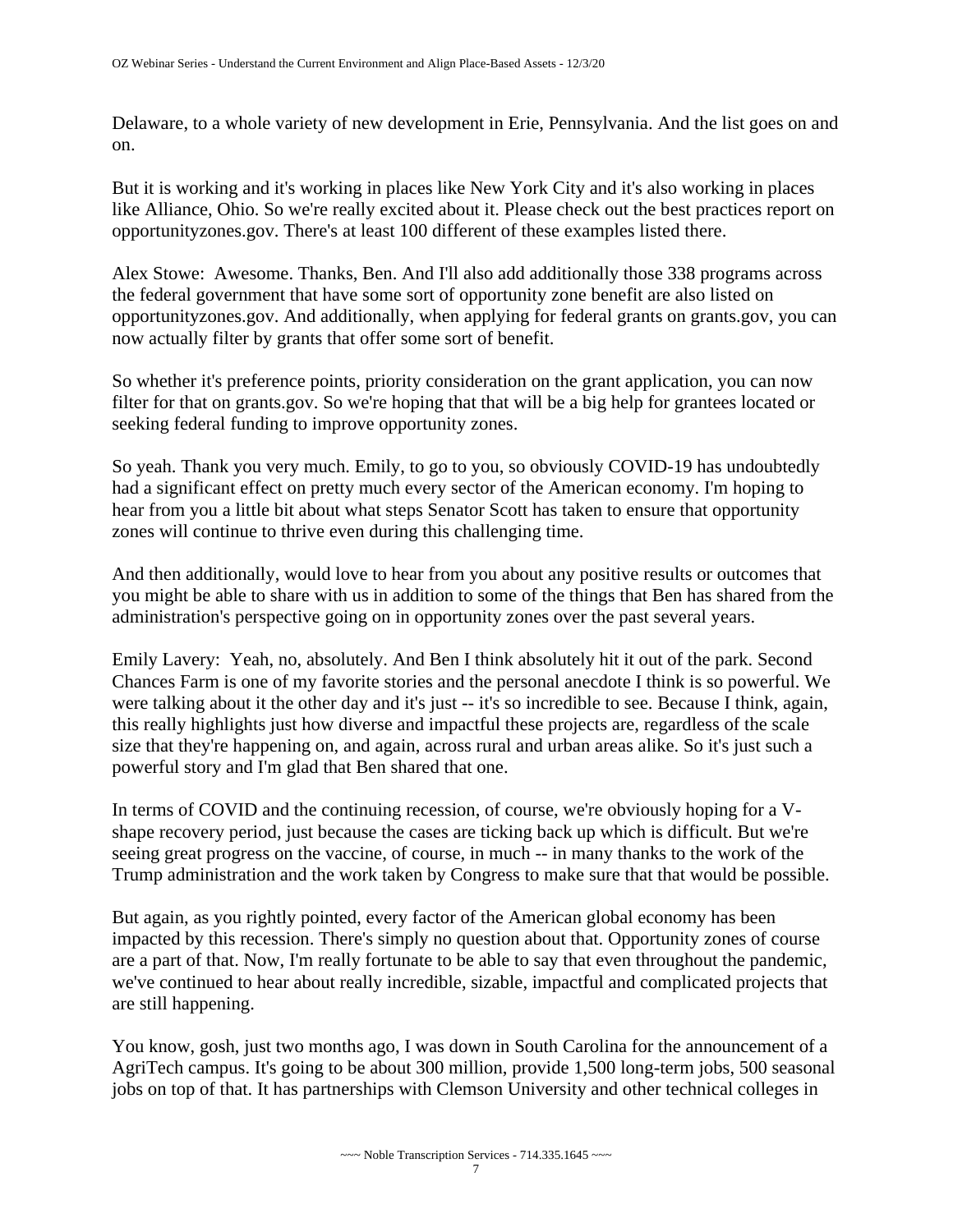Delaware, to a whole variety of new development in Erie, Pennsylvania. And the list goes on and on.

But it is working and it's working in places like New York City and it's also working in places like Alliance, Ohio. So we're really excited about it. Please check out the best practices report on opportunityzones.gov. There's at least 100 different of these examples listed there.

Alex Stowe: Awesome. Thanks, Ben. And I'll also add additionally those 338 programs across the federal government that have some sort of opportunity zone benefit are also listed on opportunityzones.gov. And additionally, when applying for federal grants on grants.gov, you can now actually filter by grants that offer some sort of benefit.

So whether it's preference points, priority consideration on the grant application, you can now filter for that on grants.gov. So we're hoping that that will be a big help for grantees located or seeking federal funding to improve opportunity zones.

So yeah. Thank you very much. Emily, to go to you, so obviously COVID-19 has undoubtedly had a significant effect on pretty much every sector of the American economy. I'm hoping to hear from you a little bit about what steps Senator Scott has taken to ensure that opportunity zones will continue to thrive even during this challenging time.

And then additionally, would love to hear from you about any positive results or outcomes that you might be able to share with us in addition to some of the things that Ben has shared from the administration's perspective going on in opportunity zones over the past several years.

Emily Lavery: Yeah, no, absolutely. And Ben I think absolutely hit it out of the park. Second Chances Farm is one of my favorite stories and the personal anecdote I think is so powerful. We were talking about it the other day and it's just -- it's so incredible to see. Because I think, again, this really highlights just how diverse and impactful these projects are, regardless of the scale size that they're happening on, and again, across rural and urban areas alike. So it's just such a powerful story and I'm glad that Ben shared that one.

In terms of COVID and the continuing recession, of course, we're obviously hoping for a V-shape recovery period, just because the cases are ticking back up which is difficult. But we're seeing great progress on the vaccine, of course, in much -- in many thanks to the work of the Trump administration and the work taken by Congress to make sure that that would be possible.

But again, as you rightly pointed, every factor of the American global economy has been impacted by this recession. There's simply no question about that. Opportunity zones of course are a part of that. Now, I'm really fortunate to be able to say that even throughout the pandemic, we've continued to hear about really incredible, sizable, impactful and complicated projects that are still happening.

You know, gosh, just two months ago, I was down in South Carolina for the announcement of a AgriTech campus. It's going to be about 300 million, provide 1,500 long-term jobs, 500 seasonal jobs on top of that. It has partnerships with Clemson University and other technical colleges in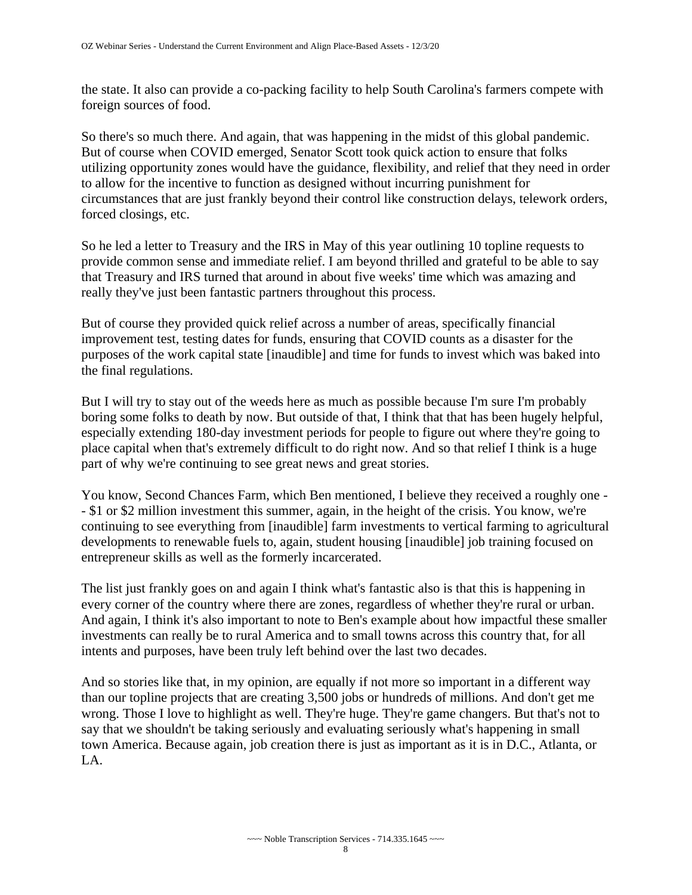the state. It also can provide a co-packing facility to help South Carolina's farmers compete with foreign sources of food.

So there's so much there. And again, that was happening in the midst of this global pandemic. But of course when COVID emerged, Senator Scott took quick action to ensure that folks utilizing opportunity zones would have the guidance, flexibility, and relief that they need in order to allow for the incentive to function as designed without incurring punishment for circumstances that are just frankly beyond their control like construction delays, telework orders, forced closings, etc.

So he led a letter to Treasury and the IRS in May of this year outlining 10 topline requests to provide common sense and immediate relief. I am beyond thrilled and grateful to be able to say that Treasury and IRS turned that around in about five weeks' time which was amazing and really they've just been fantastic partners throughout this process.

But of course they provided quick relief across a number of areas, specifically financial improvement test, testing dates for funds, ensuring that COVID counts as a disaster for the purposes of the work capital state [inaudible] and time for funds to invest which was baked into the final regulations.

But I will try to stay out of the weeds here as much as possible because I'm sure I'm probably boring some folks to death by now. But outside of that, I think that that has been hugely helpful, especially extending 180-day investment periods for people to figure out where they're going to place capital when that's extremely difficult to do right now. And so that relief I think is a huge part of why we're continuing to see great news and great stories.

You know, Second Chances Farm, which Ben mentioned, I believe they received a roughly one -- $1 or $2 million investment this summer, again, in the height of the crisis. You know, we're continuing to see everything from [inaudible] farm investments to vertical farming to agricultural developments to renewable fuels to, again, student housing [inaudible] job training focused on entrepreneur skills as well as the formerly incarcerated.

The list just frankly goes on and again I think what's fantastic also is that this is happening in every corner of the country where there are zones, regardless of whether they're rural or urban. And again, I think it's also important to note to Ben's example about how impactful these smaller investments can really be to rural America and to small towns across this country that, for all intents and purposes, have been truly left behind over the last two decades.

And so stories like that, in my opinion, are equally if not more so important in a different way than our topline projects that are creating 3,500 jobs or hundreds of millions. And don't get me wrong. Those I love to highlight as well. They're huge. They're game changers. But that's not to say that we shouldn't be taking seriously and evaluating seriously what's happening in small town America. Because again, job creation there is just as important as it is in D.C., Atlanta, or LA.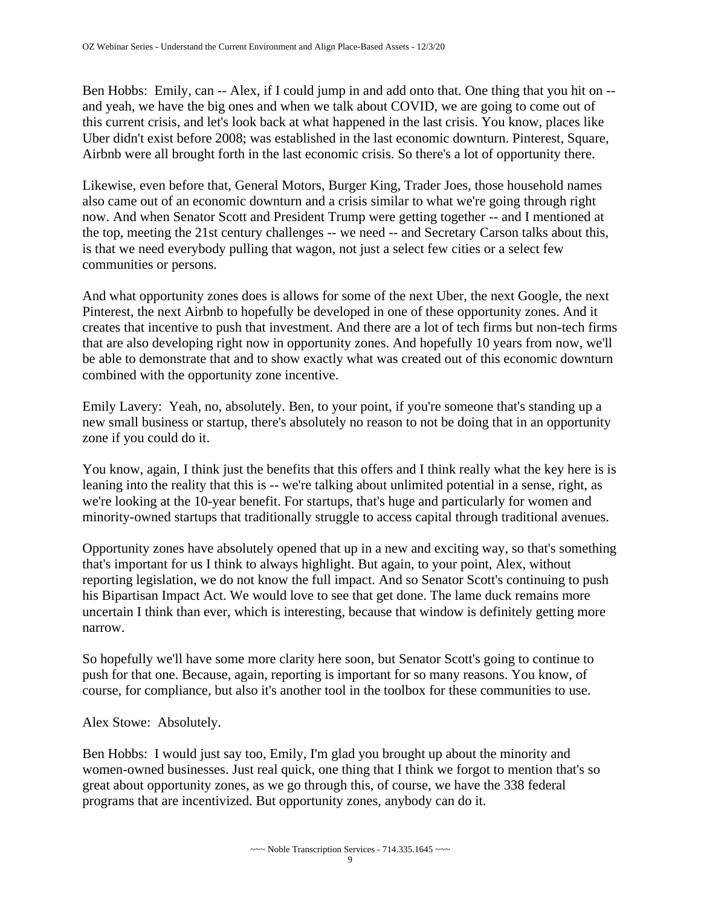Ben Hobbs: Emily, can -- Alex, if I could jump in and add onto that. One thing that you hit on -- and yeah, we have the big ones and when we talk about COVID, we are going to come out of this current crisis, and let's look back at what happened in the last crisis. You know, places like Uber didn't exist before 2008; was established in the last economic downturn. Pinterest, Square, Airbnb were all brought forth in the last economic crisis. So there's a lot of opportunity there.

Likewise, even before that, General Motors, Burger King, Trader Joes, those household names also came out of an economic downturn and a crisis similar to what we're going through right now. And when Senator Scott and President Trump were getting together -- and I mentioned at the top, meeting the 21st century challenges -- we need -- and Secretary Carson talks about this, is that we need everybody pulling that wagon, not just a select few cities or a select few communities or persons.

And what opportunity zones does is allows for some of the next Uber, the next Google, the next Pinterest, the next Airbnb to hopefully be developed in one of these opportunity zones. And it creates that incentive to push that investment. And there are a lot of tech firms but non-tech firms that are also developing right now in opportunity zones. And hopefully 10 years from now, we'll be able to demonstrate that and to show exactly what was created out of this economic downturn combined with the opportunity zone incentive.

Emily Lavery: Yeah, no, absolutely. Ben, to your point, if you're someone that's standing up a new small business or startup, there's absolutely no reason to not be doing that in an opportunity zone if you could do it.

You know, again, I think just the benefits that this offers and I think really what the key here is is leaning into the reality that this is -- we're talking about unlimited potential in a sense, right, as we're looking at the 10-year benefit. For startups, that's huge and particularly for women and minority-owned startups that traditionally struggle to access capital through traditional avenues.

Opportunity zones have absolutely opened that up in a new and exciting way, so that's something that's important for us I think to always highlight. But again, to your point, Alex, without reporting legislation, we do not know the full impact. And so Senator Scott's continuing to push his Bipartisan Impact Act. We would love to see that get done. The lame duck remains more uncertain I think than ever, which is interesting, because that window is definitely getting more narrow.

So hopefully we'll have some more clarity here soon, but Senator Scott's going to continue to push for that one. Because, again, reporting is important for so many reasons. You know, of course, for compliance, but also it's another tool in the toolbox for these communities to use.

Alex Stowe: Absolutely.

Ben Hobbs: I would just say too, Emily, I'm glad you brought up about the minority and women-owned businesses. Just real quick, one thing that I think we forgot to mention that's so great about opportunity zones, as we go through this, of course, we have the 338 federal programs that are incentivized. But opportunity zones, anybody can do it.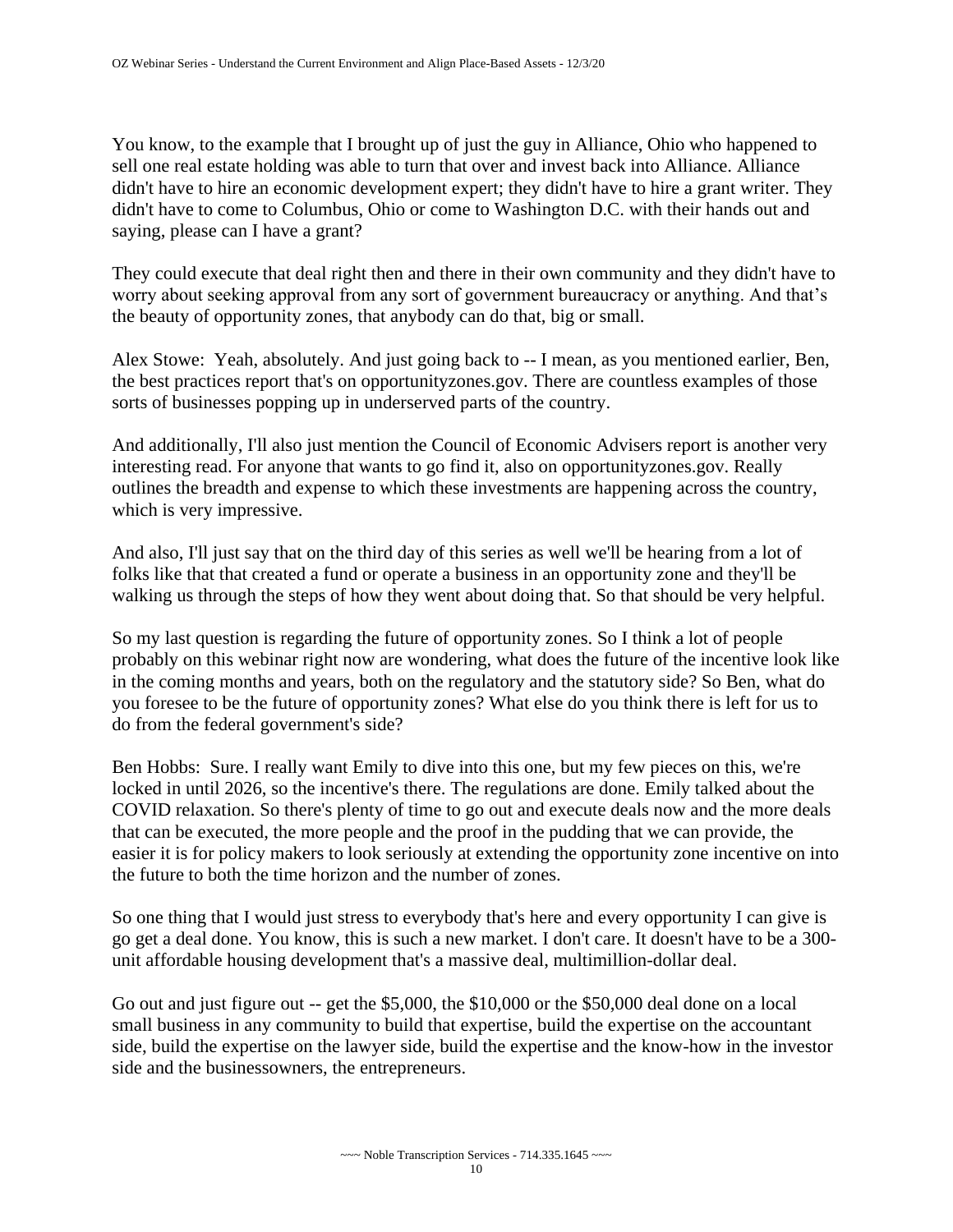You know, to the example that I brought up of just the guy in Alliance, Ohio who happened to sell one real estate holding was able to turn that over and invest back into Alliance. Alliance didn't have to hire an economic development expert; they didn't have to hire a grant writer. They didn't have to come to Columbus, Ohio or come to Washington D.C. with their hands out and saying, please can I have a grant?

They could execute that deal right then and there in their own community and they didn't have to worry about seeking approval from any sort of government bureaucracy or anything. And that's the beauty of opportunity zones, that anybody can do that, big or small.

Alex Stowe: Yeah, absolutely. And just going back to -- I mean, as you mentioned earlier, Ben, the best practices report that's on opportunityzones.gov. There are countless examples of those sorts of businesses popping up in underserved parts of the country.

And additionally, I'll also just mention the Council of Economic Advisers report is another very interesting read. For anyone that wants to go find it, also on opportunityzones.gov. Really outlines the breadth and expense to which these investments are happening across the country, which is very impressive.

And also, I'll just say that on the third day of this series as well we'll be hearing from a lot of folks like that that created a fund or operate a business in an opportunity zone and they'll be walking us through the steps of how they went about doing that. So that should be very helpful.

So my last question is regarding the future of opportunity zones. So I think a lot of people probably on this webinar right now are wondering, what does the future of the incentive look like in the coming months and years, both on the regulatory and the statutory side? So Ben, what do you foresee to be the future of opportunity zones? What else do you think there is left for us to do from the federal government's side?

Ben Hobbs: Sure. I really want Emily to dive into this one, but my few pieces on this, we're locked in until 2026, so the incentive's there. The regulations are done. Emily talked about the COVID relaxation. So there's plenty of time to go out and execute deals now and the more deals that can be executed, the more people and the proof in the pudding that we can provide, the easier it is for policy makers to look seriously at extending the opportunity zone incentive on into the future to both the time horizon and the number of zones.

So one thing that I would just stress to everybody that's here and every opportunity I can give is go get a deal done. You know, this is such a new market. I don't care. It doesn't have to be a 300-unit affordable housing development that's a massive deal, multimillion-dollar deal.

Go out and just figure out -- get the $5,000, the $10,000 or the $50,000 deal done on a local small business in any community to build that expertise, build the expertise on the accountant side, build the expertise on the lawyer side, build the expertise and the know-how in the investor side and the businessowners, the entrepreneurs.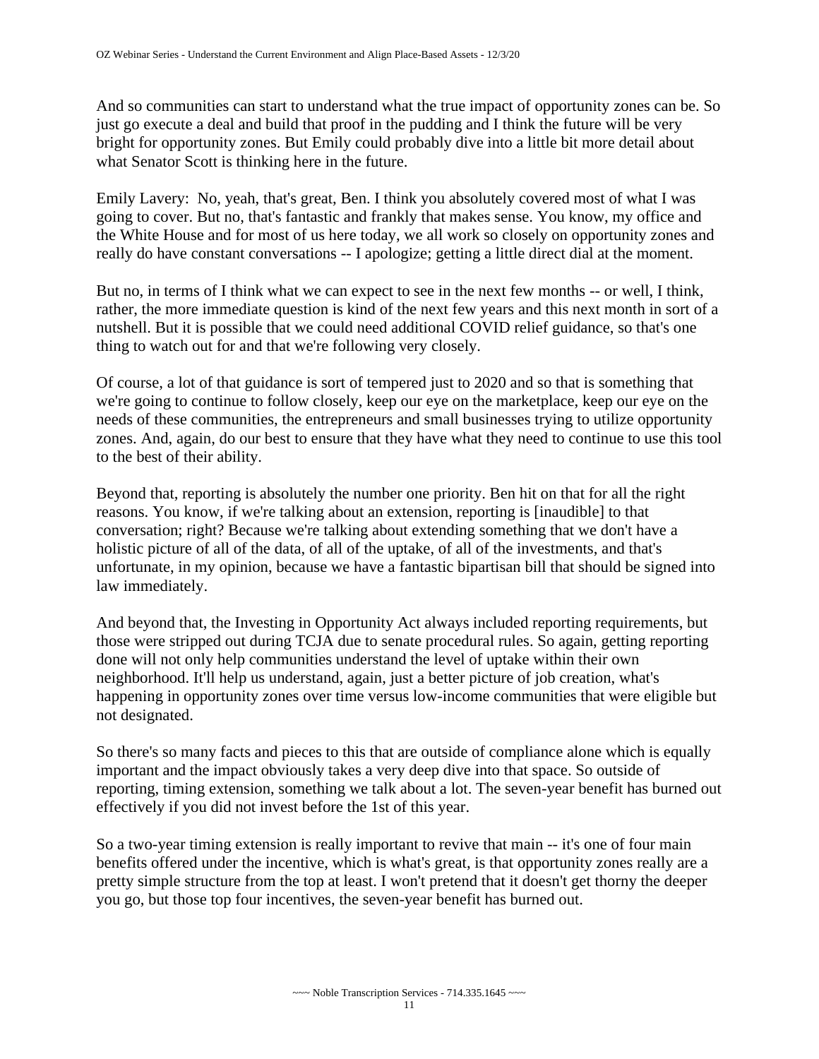And so communities can start to understand what the true impact of opportunity zones can be. So just go execute a deal and build that proof in the pudding and I think the future will be very bright for opportunity zones. But Emily could probably dive into a little bit more detail about what Senator Scott is thinking here in the future.

Emily Lavery: No, yeah, that's great, Ben. I think you absolutely covered most of what I was going to cover. But no, that's fantastic and frankly that makes sense. You know, my office and the White House and for most of us here today, we all work so closely on opportunity zones and really do have constant conversations -- I apologize; getting a little direct dial at the moment.

But no, in terms of I think what we can expect to see in the next few months -- or well, I think, rather, the more immediate question is kind of the next few years and this next month in sort of a nutshell. But it is possible that we could need additional COVID relief guidance, so that's one thing to watch out for and that we're following very closely.

Of course, a lot of that guidance is sort of tempered just to 2020 and so that is something that we're going to continue to follow closely, keep our eye on the marketplace, keep our eye on the needs of these communities, the entrepreneurs and small businesses trying to utilize opportunity zones. And, again, do our best to ensure that they have what they need to continue to use this tool to the best of their ability.

Beyond that, reporting is absolutely the number one priority. Ben hit on that for all the right reasons. You know, if we're talking about an extension, reporting is [inaudible] to that conversation; right? Because we're talking about extending something that we don't have a holistic picture of all of the data, of all of the uptake, of all of the investments, and that's unfortunate, in my opinion, because we have a fantastic bipartisan bill that should be signed into law immediately.

And beyond that, the Investing in Opportunity Act always included reporting requirements, but those were stripped out during TCJA due to senate procedural rules. So again, getting reporting done will not only help communities understand the level of uptake within their own neighborhood. It'll help us understand, again, just a better picture of job creation, what's happening in opportunity zones over time versus low-income communities that were eligible but not designated.

So there's so many facts and pieces to this that are outside of compliance alone which is equally important and the impact obviously takes a very deep dive into that space. So outside of reporting, timing extension, something we talk about a lot. The seven-year benefit has burned out effectively if you did not invest before the 1st of this year.

So a two-year timing extension is really important to revive that main -- it's one of four main benefits offered under the incentive, which is what's great, is that opportunity zones really are a pretty simple structure from the top at least. I won't pretend that it doesn't get thorny the deeper you go, but those top four incentives, the seven-year benefit has burned out.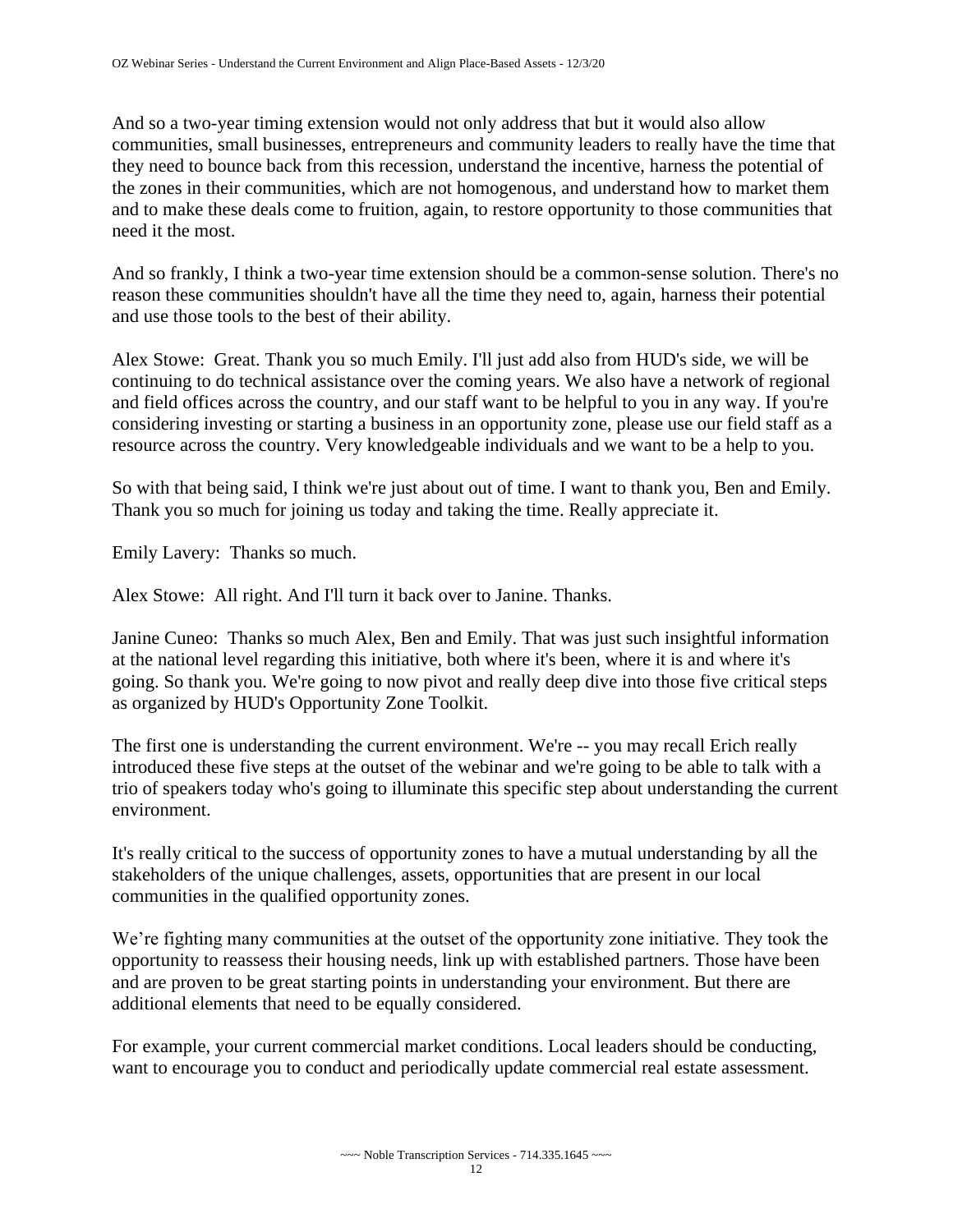And so a two-year timing extension would not only address that but it would also allow communities, small businesses, entrepreneurs and community leaders to really have the time that they need to bounce back from this recession, understand the incentive, harness the potential of the zones in their communities, which are not homogenous, and understand how to market them and to make these deals come to fruition, again, to restore opportunity to those communities that need it the most.

And so frankly, I think a two-year time extension should be a common-sense solution. There's no reason these communities shouldn't have all the time they need to, again, harness their potential and use those tools to the best of their ability.

Alex Stowe: Great. Thank you so much Emily. I'll just add also from HUD's side, we will be continuing to do technical assistance over the coming years. We also have a network of regional and field offices across the country, and our staff want to be helpful to you in any way. If you're considering investing or starting a business in an opportunity zone, please use our field staff as a resource across the country. Very knowledgeable individuals and we want to be a help to you.

So with that being said, I think we're just about out of time. I want to thank you, Ben and Emily. Thank you so much for joining us today and taking the time. Really appreciate it.

Emily Lavery: Thanks so much.

Alex Stowe: All right. And I'll turn it back over to Janine. Thanks.

Janine Cuneo: Thanks so much Alex, Ben and Emily. That was just such insightful information at the national level regarding this initiative, both where it's been, where it is and where it's going. So thank you. We're going to now pivot and really deep dive into those five critical steps as organized by HUD's Opportunity Zone Toolkit.

The first one is understanding the current environment. We're -- you may recall Erich really introduced these five steps at the outset of the webinar and we're going to be able to talk with a trio of speakers today who's going to illuminate this specific step about understanding the current environment.

It's really critical to the success of opportunity zones to have a mutual understanding by all the stakeholders of the unique challenges, assets, opportunities that are present in our local communities in the qualified opportunity zones.

We're fighting many communities at the outset of the opportunity zone initiative. They took the opportunity to reassess their housing needs, link up with established partners. Those have been and are proven to be great starting points in understanding your environment. But there are additional elements that need to be equally considered.

For example, your current commercial market conditions. Local leaders should be conducting, want to encourage you to conduct and periodically update commercial real estate assessment.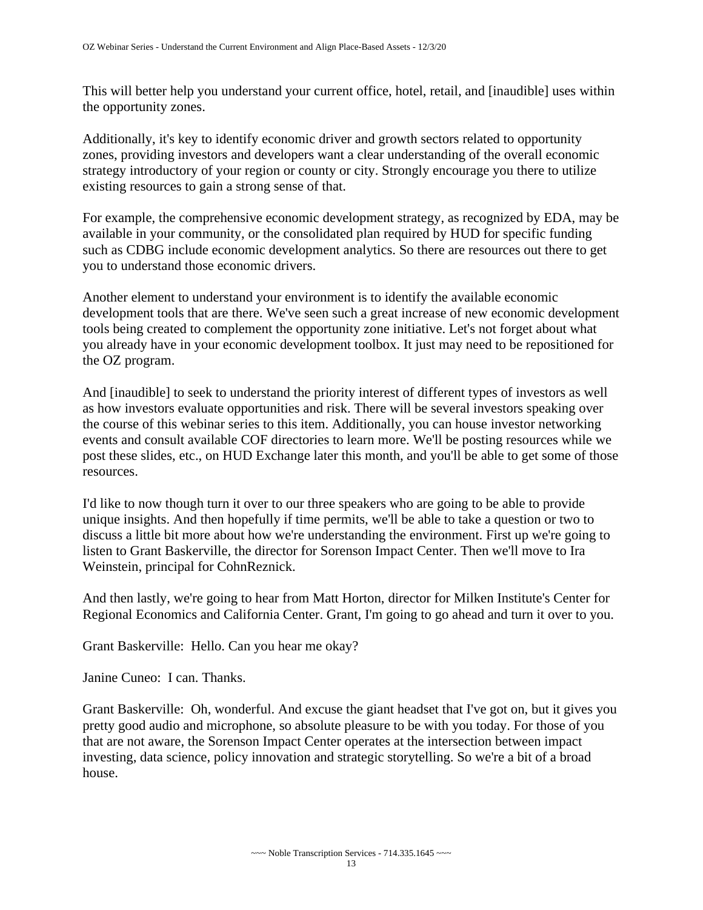This will better help you understand your current office, hotel, retail, and [inaudible] uses within the opportunity zones.

Additionally, it's key to identify economic driver and growth sectors related to opportunity zones, providing investors and developers want a clear understanding of the overall economic strategy introductory of your region or county or city. Strongly encourage you there to utilize existing resources to gain a strong sense of that.

For example, the comprehensive economic development strategy, as recognized by EDA, may be available in your community, or the consolidated plan required by HUD for specific funding such as CDBG include economic development analytics. So there are resources out there to get you to understand those economic drivers.

Another element to understand your environment is to identify the available economic development tools that are there. We've seen such a great increase of new economic development tools being created to complement the opportunity zone initiative. Let's not forget about what you already have in your economic development toolbox. It just may need to be repositioned for the OZ program.

And [inaudible] to seek to understand the priority interest of different types of investors as well as how investors evaluate opportunities and risk. There will be several investors speaking over the course of this webinar series to this item. Additionally, you can house investor networking events and consult available COF directories to learn more. We'll be posting resources while we post these slides, etc., on HUD Exchange later this month, and you'll be able to get some of those resources.

I'd like to now though turn it over to our three speakers who are going to be able to provide unique insights. And then hopefully if time permits, we'll be able to take a question or two to discuss a little bit more about how we're understanding the environment. First up we're going to listen to Grant Baskerville, the director for Sorenson Impact Center. Then we'll move to Ira Weinstein, principal for CohnReznick.

And then lastly, we're going to hear from Matt Horton, director for Milken Institute's Center for Regional Economics and California Center. Grant, I'm going to go ahead and turn it over to you.

Grant Baskerville: Hello. Can you hear me okay?

Janine Cuneo: I can. Thanks.

Grant Baskerville: Oh, wonderful. And excuse the giant headset that I've got on, but it gives you pretty good audio and microphone, so absolute pleasure to be with you today. For those of you that are not aware, the Sorenson Impact Center operates at the intersection between impact investing, data science, policy innovation and strategic storytelling. So we're a bit of a broad house.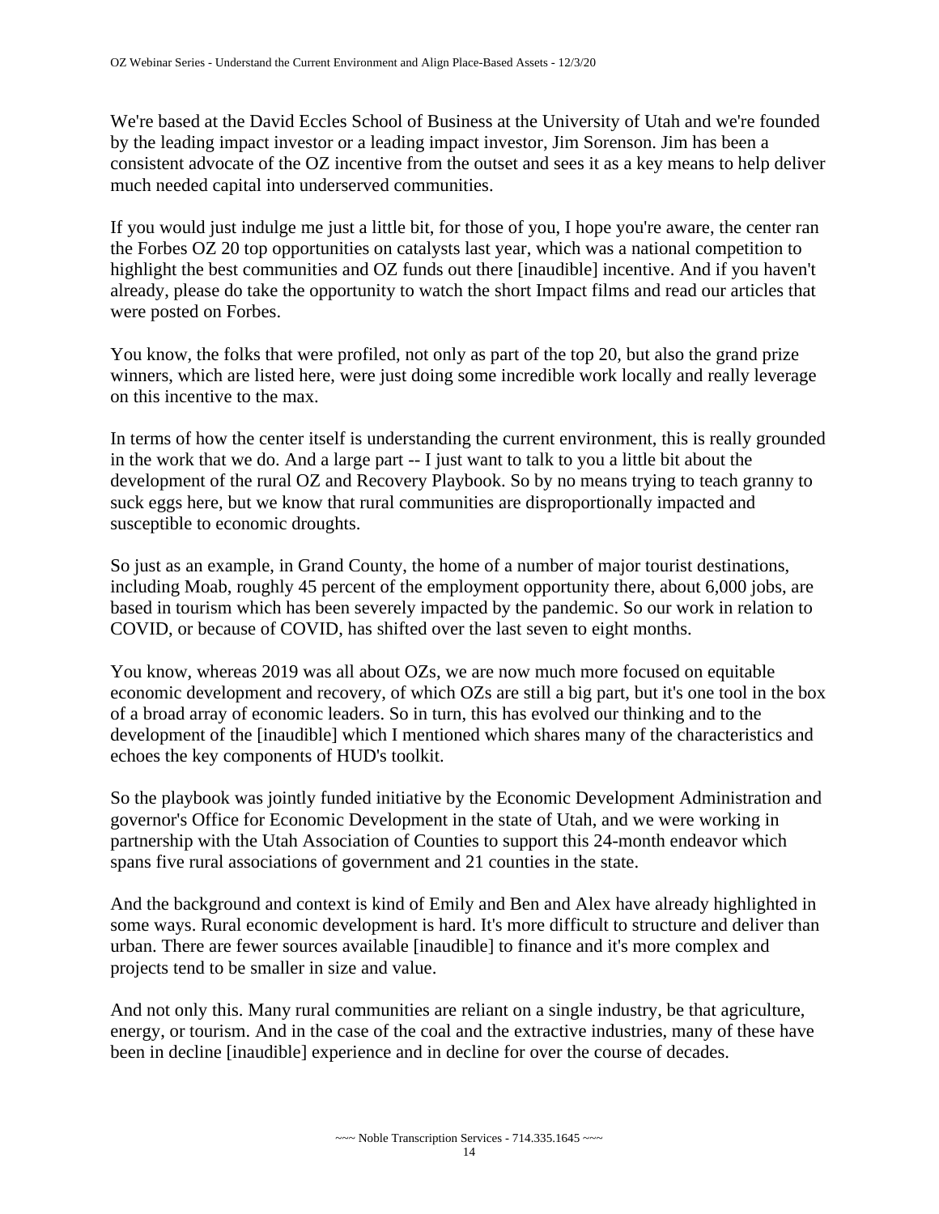We're based at the David Eccles School of Business at the University of Utah and we're founded by the leading impact investor or a leading impact investor, Jim Sorenson. Jim has been a consistent advocate of the OZ incentive from the outset and sees it as a key means to help deliver much needed capital into underserved communities.

If you would just indulge me just a little bit, for those of you, I hope you're aware, the center ran the Forbes OZ 20 top opportunities on catalysts last year, which was a national competition to highlight the best communities and OZ funds out there [inaudible] incentive. And if you haven't already, please do take the opportunity to watch the short Impact films and read our articles that were posted on Forbes.

You know, the folks that were profiled, not only as part of the top 20, but also the grand prize winners, which are listed here, were just doing some incredible work locally and really leverage on this incentive to the max.

In terms of how the center itself is understanding the current environment, this is really grounded in the work that we do. And a large part -- I just want to talk to you a little bit about the development of the rural OZ and Recovery Playbook. So by no means trying to teach granny to suck eggs here, but we know that rural communities are disproportionally impacted and susceptible to economic droughts.

So just as an example, in Grand County, the home of a number of major tourist destinations, including Moab, roughly 45 percent of the employment opportunity there, about 6,000 jobs, are based in tourism which has been severely impacted by the pandemic. So our work in relation to COVID, or because of COVID, has shifted over the last seven to eight months.

You know, whereas 2019 was all about OZs, we are now much more focused on equitable economic development and recovery, of which OZs are still a big part, but it's one tool in the box of a broad array of economic leaders. So in turn, this has evolved our thinking and to the development of the [inaudible] which I mentioned which shares many of the characteristics and echoes the key components of HUD's toolkit.

So the playbook was jointly funded initiative by the Economic Development Administration and governor's Office for Economic Development in the state of Utah, and we were working in partnership with the Utah Association of Counties to support this 24-month endeavor which spans five rural associations of government and 21 counties in the state.

And the background and context is kind of Emily and Ben and Alex have already highlighted in some ways. Rural economic development is hard. It's more difficult to structure and deliver than urban. There are fewer sources available [inaudible] to finance and it's more complex and projects tend to be smaller in size and value.

And not only this. Many rural communities are reliant on a single industry, be that agriculture, energy, or tourism. And in the case of the coal and the extractive industries, many of these have been in decline [inaudible] experience and in decline for over the course of decades.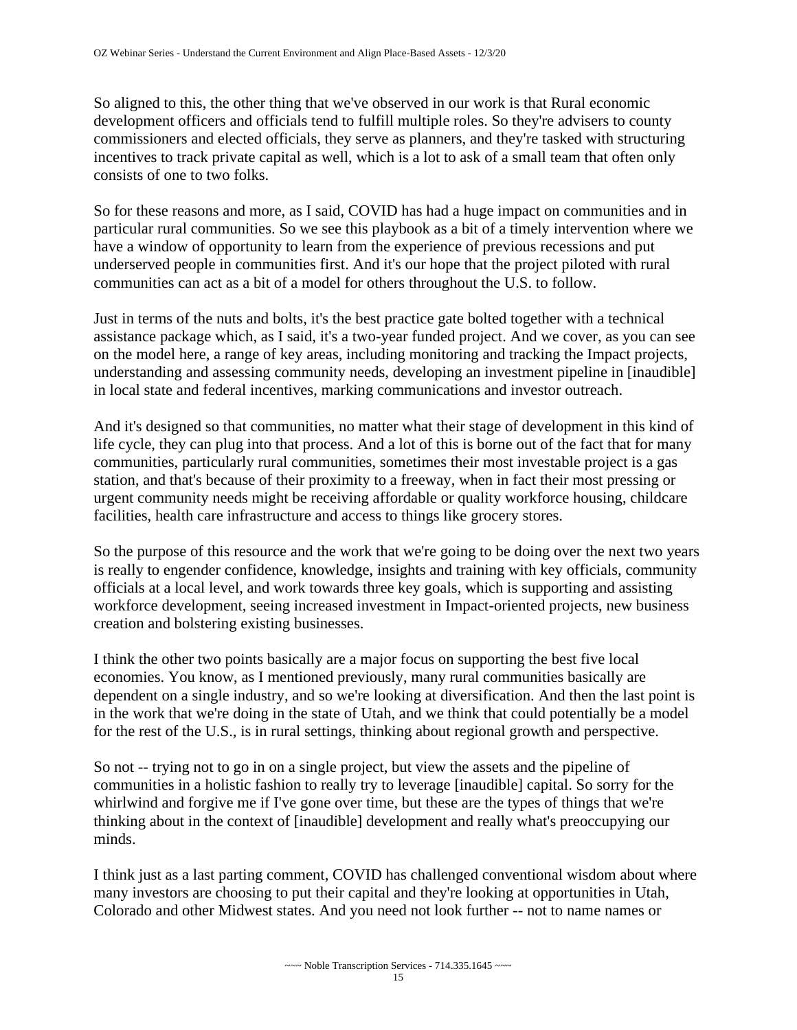So aligned to this, the other thing that we've observed in our work is that Rural economic development officers and officials tend to fulfill multiple roles. So they're advisers to county commissioners and elected officials, they serve as planners, and they're tasked with structuring incentives to track private capital as well, which is a lot to ask of a small team that often only consists of one to two folks.

So for these reasons and more, as I said, COVID has had a huge impact on communities and in particular rural communities. So we see this playbook as a bit of a timely intervention where we have a window of opportunity to learn from the experience of previous recessions and put underserved people in communities first. And it's our hope that the project piloted with rural communities can act as a bit of a model for others throughout the U.S. to follow.

Just in terms of the nuts and bolts, it's the best practice gate bolted together with a technical assistance package which, as I said, it's a two-year funded project. And we cover, as you can see on the model here, a range of key areas, including monitoring and tracking the Impact projects, understanding and assessing community needs, developing an investment pipeline in [inaudible] in local state and federal incentives, marking communications and investor outreach.

And it's designed so that communities, no matter what their stage of development in this kind of life cycle, they can plug into that process. And a lot of this is borne out of the fact that for many communities, particularly rural communities, sometimes their most investable project is a gas station, and that's because of their proximity to a freeway, when in fact their most pressing or urgent community needs might be receiving affordable or quality workforce housing, childcare facilities, health care infrastructure and access to things like grocery stores.

So the purpose of this resource and the work that we're going to be doing over the next two years is really to engender confidence, knowledge, insights and training with key officials, community officials at a local level, and work towards three key goals, which is supporting and assisting workforce development, seeing increased investment in Impact-oriented projects, new business creation and bolstering existing businesses.

I think the other two points basically are a major focus on supporting the best five local economies. You know, as I mentioned previously, many rural communities basically are dependent on a single industry, and so we're looking at diversification. And then the last point is in the work that we're doing in the state of Utah, and we think that could potentially be a model for the rest of the U.S., is in rural settings, thinking about regional growth and perspective.

So not -- trying not to go in on a single project, but view the assets and the pipeline of communities in a holistic fashion to really try to leverage [inaudible] capital. So sorry for the whirlwind and forgive me if I've gone over time, but these are the types of things that we're thinking about in the context of [inaudible] development and really what's preoccupying our minds.

I think just as a last parting comment, COVID has challenged conventional wisdom about where many investors are choosing to put their capital and they're looking at opportunities in Utah, Colorado and other Midwest states. And you need not look further -- not to name names or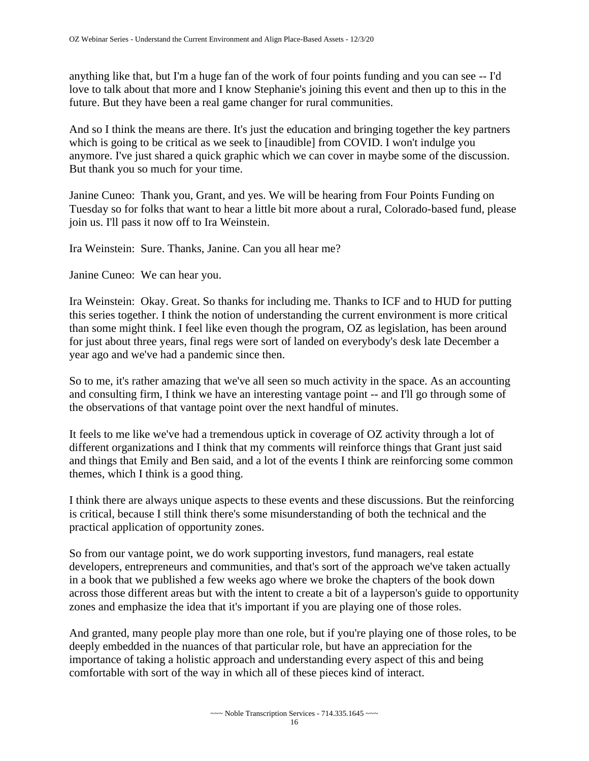anything like that, but I'm a huge fan of the work of four points funding and you can see -- I'd love to talk about that more and I know Stephanie's joining this event and then up to this in the future. But they have been a real game changer for rural communities.

And so I think the means are there. It's just the education and bringing together the key partners which is going to be critical as we seek to [inaudible] from COVID. I won't indulge you anymore. I've just shared a quick graphic which we can cover in maybe some of the discussion. But thank you so much for your time.

Janine Cuneo: Thank you, Grant, and yes. We will be hearing from Four Points Funding on Tuesday so for folks that want to hear a little bit more about a rural, Colorado-based fund, please join us. I'll pass it now off to Ira Weinstein.

Ira Weinstein: Sure. Thanks, Janine. Can you all hear me?

Janine Cuneo: We can hear you.

Ira Weinstein: Okay. Great. So thanks for including me. Thanks to ICF and to HUD for putting this series together. I think the notion of understanding the current environment is more critical than some might think. I feel like even though the program, OZ as legislation, has been around for just about three years, final regs were sort of landed on everybody's desk late December a year ago and we've had a pandemic since then.

So to me, it's rather amazing that we've all seen so much activity in the space. As an accounting and consulting firm, I think we have an interesting vantage point -- and I'll go through some of the observations of that vantage point over the next handful of minutes.

It feels to me like we've had a tremendous uptick in coverage of OZ activity through a lot of different organizations and I think that my comments will reinforce things that Grant just said and things that Emily and Ben said, and a lot of the events I think are reinforcing some common themes, which I think is a good thing.

I think there are always unique aspects to these events and these discussions. But the reinforcing is critical, because I still think there's some misunderstanding of both the technical and the practical application of opportunity zones.

So from our vantage point, we do work supporting investors, fund managers, real estate developers, entrepreneurs and communities, and that's sort of the approach we've taken actually in a book that we published a few weeks ago where we broke the chapters of the book down across those different areas but with the intent to create a bit of a layperson's guide to opportunity zones and emphasize the idea that it's important if you are playing one of those roles.

And granted, many people play more than one role, but if you're playing one of those roles, to be deeply embedded in the nuances of that particular role, but have an appreciation for the importance of taking a holistic approach and understanding every aspect of this and being comfortable with sort of the way in which all of these pieces kind of interact.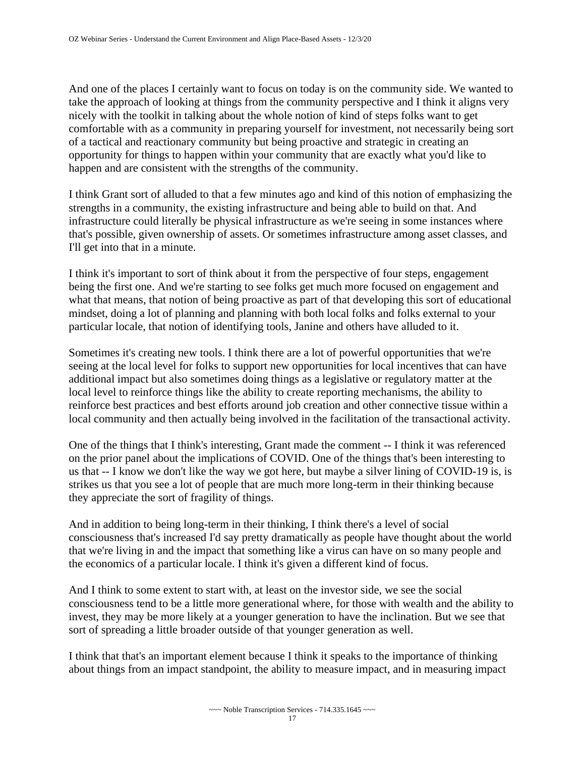And one of the places I certainly want to focus on today is on the community side. We wanted to take the approach of looking at things from the community perspective and I think it aligns very nicely with the toolkit in talking about the whole notion of kind of steps folks want to get comfortable with as a community in preparing yourself for investment, not necessarily being sort of a tactical and reactionary community but being proactive and strategic in creating an opportunity for things to happen within your community that are exactly what you'd like to happen and are consistent with the strengths of the community.

I think Grant sort of alluded to that a few minutes ago and kind of this notion of emphasizing the strengths in a community, the existing infrastructure and being able to build on that. And infrastructure could literally be physical infrastructure as we're seeing in some instances where that's possible, given ownership of assets. Or sometimes infrastructure among asset classes, and I'll get into that in a minute.

I think it's important to sort of think about it from the perspective of four steps, engagement being the first one. And we're starting to see folks get much more focused on engagement and what that means, that notion of being proactive as part of that developing this sort of educational mindset, doing a lot of planning and planning with both local folks and folks external to your particular locale, that notion of identifying tools, Janine and others have alluded to it.

Sometimes it's creating new tools. I think there are a lot of powerful opportunities that we're seeing at the local level for folks to support new opportunities for local incentives that can have additional impact but also sometimes doing things as a legislative or regulatory matter at the local level to reinforce things like the ability to create reporting mechanisms, the ability to reinforce best practices and best efforts around job creation and other connective tissue within a local community and then actually being involved in the facilitation of the transactional activity.

One of the things that I think's interesting, Grant made the comment -- I think it was referenced on the prior panel about the implications of COVID. One of the things that's been interesting to us that -- I know we don't like the way we got here, but maybe a silver lining of COVID-19 is, is strikes us that you see a lot of people that are much more long-term in their thinking because they appreciate the sort of fragility of things.

And in addition to being long-term in their thinking, I think there's a level of social consciousness that's increased I'd say pretty dramatically as people have thought about the world that we're living in and the impact that something like a virus can have on so many people and the economics of a particular locale. I think it's given a different kind of focus.

And I think to some extent to start with, at least on the investor side, we see the social consciousness tend to be a little more generational where, for those with wealth and the ability to invest, they may be more likely at a younger generation to have the inclination. But we see that sort of spreading a little broader outside of that younger generation as well.

I think that that's an important element because I think it speaks to the importance of thinking about things from an impact standpoint, the ability to measure impact, and in measuring impact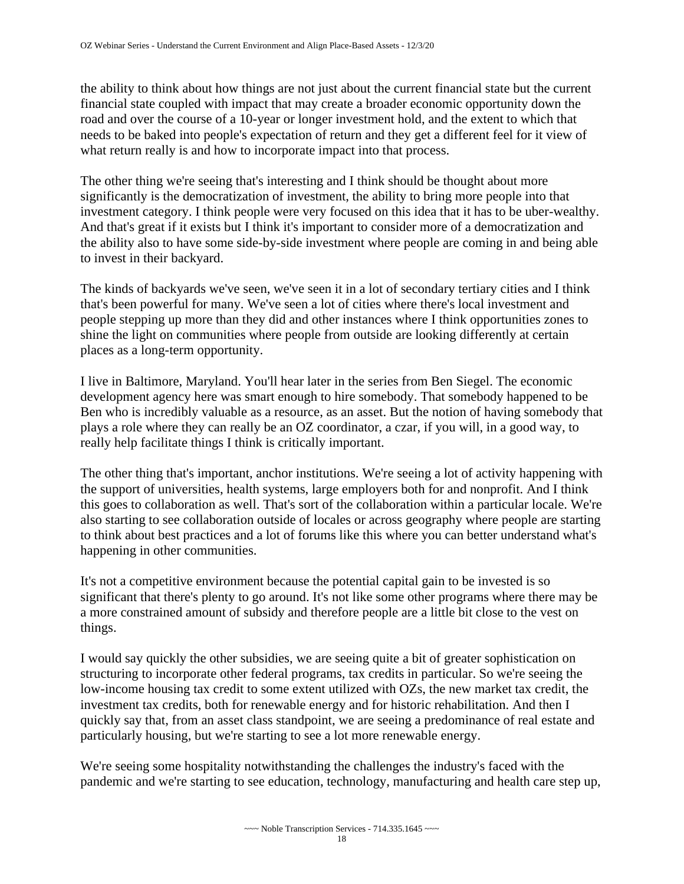the ability to think about how things are not just about the current financial state but the current financial state coupled with impact that may create a broader economic opportunity down the road and over the course of a 10-year or longer investment hold, and the extent to which that needs to be baked into people's expectation of return and they get a different feel for it view of what return really is and how to incorporate impact into that process.

The other thing we're seeing that's interesting and I think should be thought about more significantly is the democratization of investment, the ability to bring more people into that investment category. I think people were very focused on this idea that it has to be uber-wealthy. And that's great if it exists but I think it's important to consider more of a democratization and the ability also to have some side-by-side investment where people are coming in and being able to invest in their backyard.

The kinds of backyards we've seen, we've seen it in a lot of secondary tertiary cities and I think that's been powerful for many. We've seen a lot of cities where there's local investment and people stepping up more than they did and other instances where I think opportunities zones to shine the light on communities where people from outside are looking differently at certain places as a long-term opportunity.

I live in Baltimore, Maryland. You'll hear later in the series from Ben Siegel. The economic development agency here was smart enough to hire somebody. That somebody happened to be Ben who is incredibly valuable as a resource, as an asset. But the notion of having somebody that plays a role where they can really be an OZ coordinator, a czar, if you will, in a good way, to really help facilitate things I think is critically important.

The other thing that's important, anchor institutions. We're seeing a lot of activity happening with the support of universities, health systems, large employers both for and nonprofit. And I think this goes to collaboration as well. That's sort of the collaboration within a particular locale. We're also starting to see collaboration outside of locales or across geography where people are starting to think about best practices and a lot of forums like this where you can better understand what's happening in other communities.

It's not a competitive environment because the potential capital gain to be invested is so significant that there's plenty to go around. It's not like some other programs where there may be a more constrained amount of subsidy and therefore people are a little bit close to the vest on things.

I would say quickly the other subsidies, we are seeing quite a bit of greater sophistication on structuring to incorporate other federal programs, tax credits in particular. So we're seeing the low-income housing tax credit to some extent utilized with OZs, the new market tax credit, the investment tax credits, both for renewable energy and for historic rehabilitation. And then I quickly say that, from an asset class standpoint, we are seeing a predominance of real estate and particularly housing, but we're starting to see a lot more renewable energy.

We're seeing some hospitality notwithstanding the challenges the industry's faced with the pandemic and we're starting to see education, technology, manufacturing and health care step up,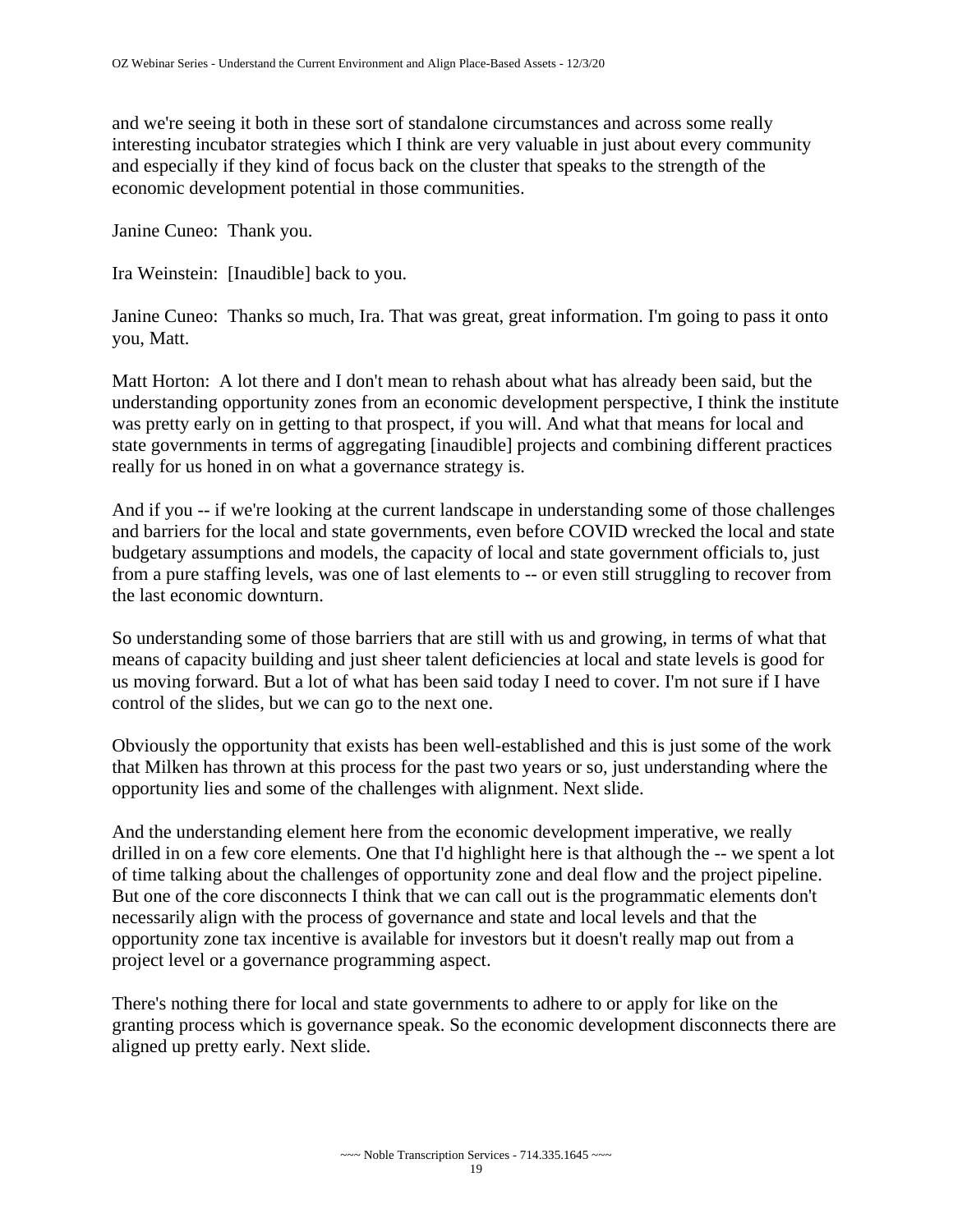and we're seeing it both in these sort of standalone circumstances and across some really interesting incubator strategies which I think are very valuable in just about every community and especially if they kind of focus back on the cluster that speaks to the strength of the economic development potential in those communities.

Janine Cuneo:  Thank you.

Ira Weinstein:  [Inaudible] back to you.

Janine Cuneo:  Thanks so much, Ira. That was great, great information. I'm going to pass it onto you, Matt.

Matt Horton:  A lot there and I don't mean to rehash about what has already been said, but the understanding opportunity zones from an economic development perspective, I think the institute was pretty early on in getting to that prospect, if you will. And what that means for local and state governments in terms of aggregating [inaudible] projects and combining different practices really for us honed in on what a governance strategy is.

And if you -- if we're looking at the current landscape in understanding some of those challenges and barriers for the local and state governments, even before COVID wrecked the local and state budgetary assumptions and models, the capacity of local and state government officials to, just from a pure staffing levels, was one of last elements to -- or even still struggling to recover from the last economic downturn.

So understanding some of those barriers that are still with us and growing, in terms of what that means of capacity building and just sheer talent deficiencies at local and state levels is good for us moving forward. But a lot of what has been said today I need to cover. I'm not sure if I have control of the slides, but we can go to the next one.

Obviously the opportunity that exists has been well-established and this is just some of the work that Milken has thrown at this process for the past two years or so, just understanding where the opportunity lies and some of the challenges with alignment. Next slide.

And the understanding element here from the economic development imperative, we really drilled in on a few core elements. One that I'd highlight here is that although the -- we spent a lot of time talking about the challenges of opportunity zone and deal flow and the project pipeline. But one of the core disconnects I think that we can call out is the programmatic elements don't necessarily align with the process of governance and state and local levels and that the opportunity zone tax incentive is available for investors but it doesn't really map out from a project level or a governance programming aspect.

There's nothing there for local and state governments to adhere to or apply for like on the granting process which is governance speak. So the economic development disconnects there are aligned up pretty early. Next slide.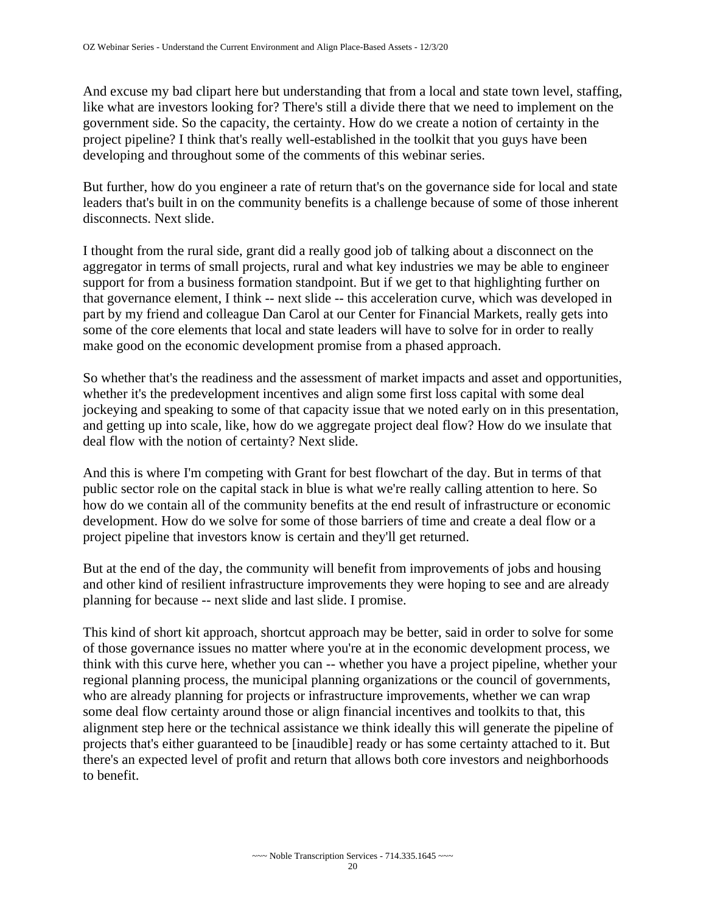And excuse my bad clipart here but understanding that from a local and state town level, staffing, like what are investors looking for? There's still a divide there that we need to implement on the government side. So the capacity, the certainty. How do we create a notion of certainty in the project pipeline? I think that's really well-established in the toolkit that you guys have been developing and throughout some of the comments of this webinar series.

But further, how do you engineer a rate of return that's on the governance side for local and state leaders that's built in on the community benefits is a challenge because of some of those inherent disconnects. Next slide.

I thought from the rural side, grant did a really good job of talking about a disconnect on the aggregator in terms of small projects, rural and what key industries we may be able to engineer support for from a business formation standpoint. But if we get to that highlighting further on that governance element, I think -- next slide -- this acceleration curve, which was developed in part by my friend and colleague Dan Carol at our Center for Financial Markets, really gets into some of the core elements that local and state leaders will have to solve for in order to really make good on the economic development promise from a phased approach.

So whether that's the readiness and the assessment of market impacts and asset and opportunities, whether it's the predevelopment incentives and align some first loss capital with some deal jockeying and speaking to some of that capacity issue that we noted early on in this presentation, and getting up into scale, like, how do we aggregate project deal flow? How do we insulate that deal flow with the notion of certainty? Next slide.

And this is where I'm competing with Grant for best flowchart of the day. But in terms of that public sector role on the capital stack in blue is what we're really calling attention to here. So how do we contain all of the community benefits at the end result of infrastructure or economic development. How do we solve for some of those barriers of time and create a deal flow or a project pipeline that investors know is certain and they'll get returned.

But at the end of the day, the community will benefit from improvements of jobs and housing and other kind of resilient infrastructure improvements they were hoping to see and are already planning for because -- next slide and last slide. I promise.

This kind of short kit approach, shortcut approach may be better, said in order to solve for some of those governance issues no matter where you're at in the economic development process, we think with this curve here, whether you can -- whether you have a project pipeline, whether your regional planning process, the municipal planning organizations or the council of governments, who are already planning for projects or infrastructure improvements, whether we can wrap some deal flow certainty around those or align financial incentives and toolkits to that, this alignment step here or the technical assistance we think ideally this will generate the pipeline of projects that's either guaranteed to be [inaudible] ready or has some certainty attached to it. But there's an expected level of profit and return that allows both core investors and neighborhoods to benefit.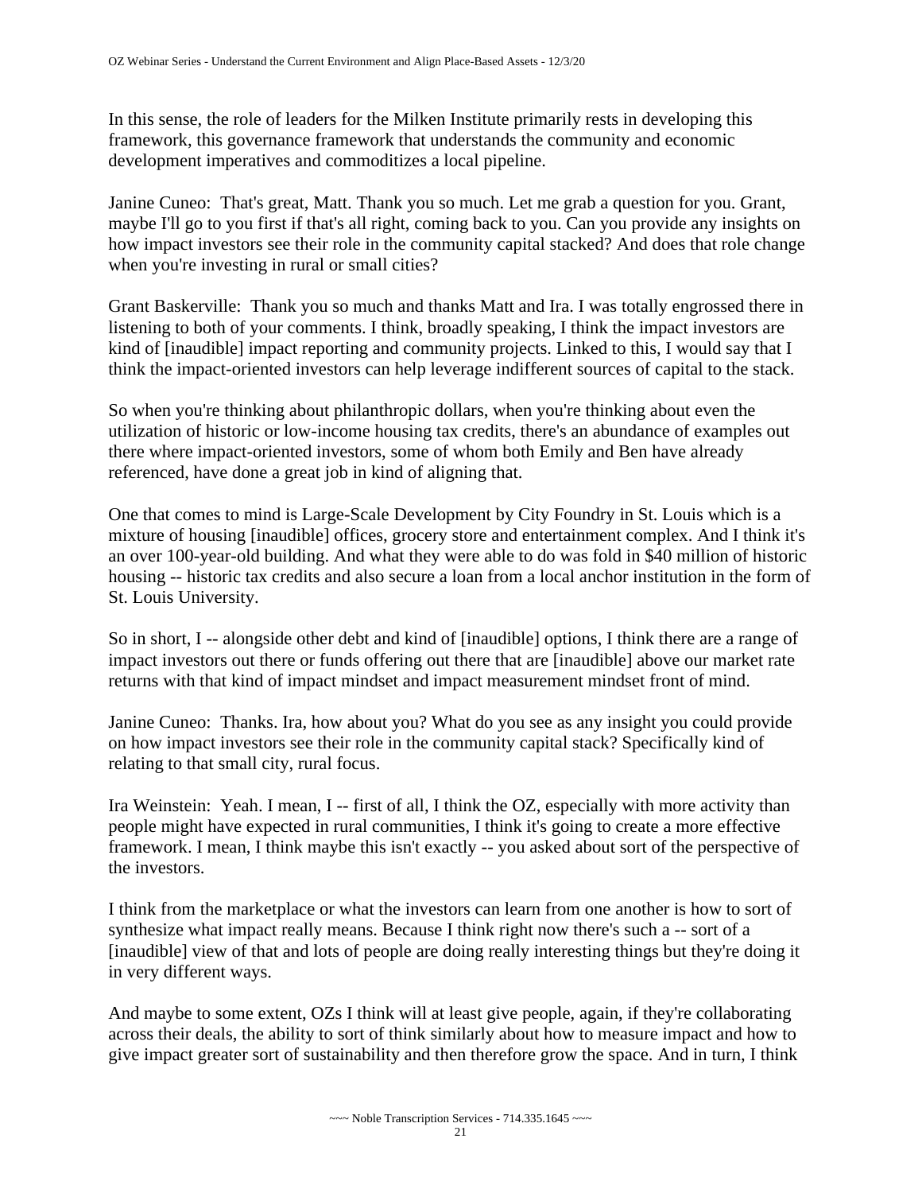In this sense, the role of leaders for the Milken Institute primarily rests in developing this framework, this governance framework that understands the community and economic development imperatives and commoditizes a local pipeline.

Janine Cuneo: That's great, Matt. Thank you so much. Let me grab a question for you. Grant, maybe I'll go to you first if that's all right, coming back to you. Can you provide any insights on how impact investors see their role in the community capital stacked? And does that role change when you're investing in rural or small cities?

Grant Baskerville: Thank you so much and thanks Matt and Ira. I was totally engrossed there in listening to both of your comments. I think, broadly speaking, I think the impact investors are kind of [inaudible] impact reporting and community projects. Linked to this, I would say that I think the impact-oriented investors can help leverage indifferent sources of capital to the stack.

So when you're thinking about philanthropic dollars, when you're thinking about even the utilization of historic or low-income housing tax credits, there's an abundance of examples out there where impact-oriented investors, some of whom both Emily and Ben have already referenced, have done a great job in kind of aligning that.

One that comes to mind is Large-Scale Development by City Foundry in St. Louis which is a mixture of housing [inaudible] offices, grocery store and entertainment complex. And I think it's an over 100-year-old building. And what they were able to do was fold in $40 million of historic housing -- historic tax credits and also secure a loan from a local anchor institution in the form of St. Louis University.

So in short, I -- alongside other debt and kind of [inaudible] options, I think there are a range of impact investors out there or funds offering out there that are [inaudible] above our market rate returns with that kind of impact mindset and impact measurement mindset front of mind.

Janine Cuneo: Thanks. Ira, how about you? What do you see as any insight you could provide on how impact investors see their role in the community capital stack? Specifically kind of relating to that small city, rural focus.

Ira Weinstein: Yeah. I mean, I -- first of all, I think the OZ, especially with more activity than people might have expected in rural communities, I think it's going to create a more effective framework. I mean, I think maybe this isn't exactly -- you asked about sort of the perspective of the investors.

I think from the marketplace or what the investors can learn from one another is how to sort of synthesize what impact really means. Because I think right now there's such a -- sort of a [inaudible] view of that and lots of people are doing really interesting things but they're doing it in very different ways.

And maybe to some extent, OZs I think will at least give people, again, if they're collaborating across their deals, the ability to sort of think similarly about how to measure impact and how to give impact greater sort of sustainability and then therefore grow the space. And in turn, I think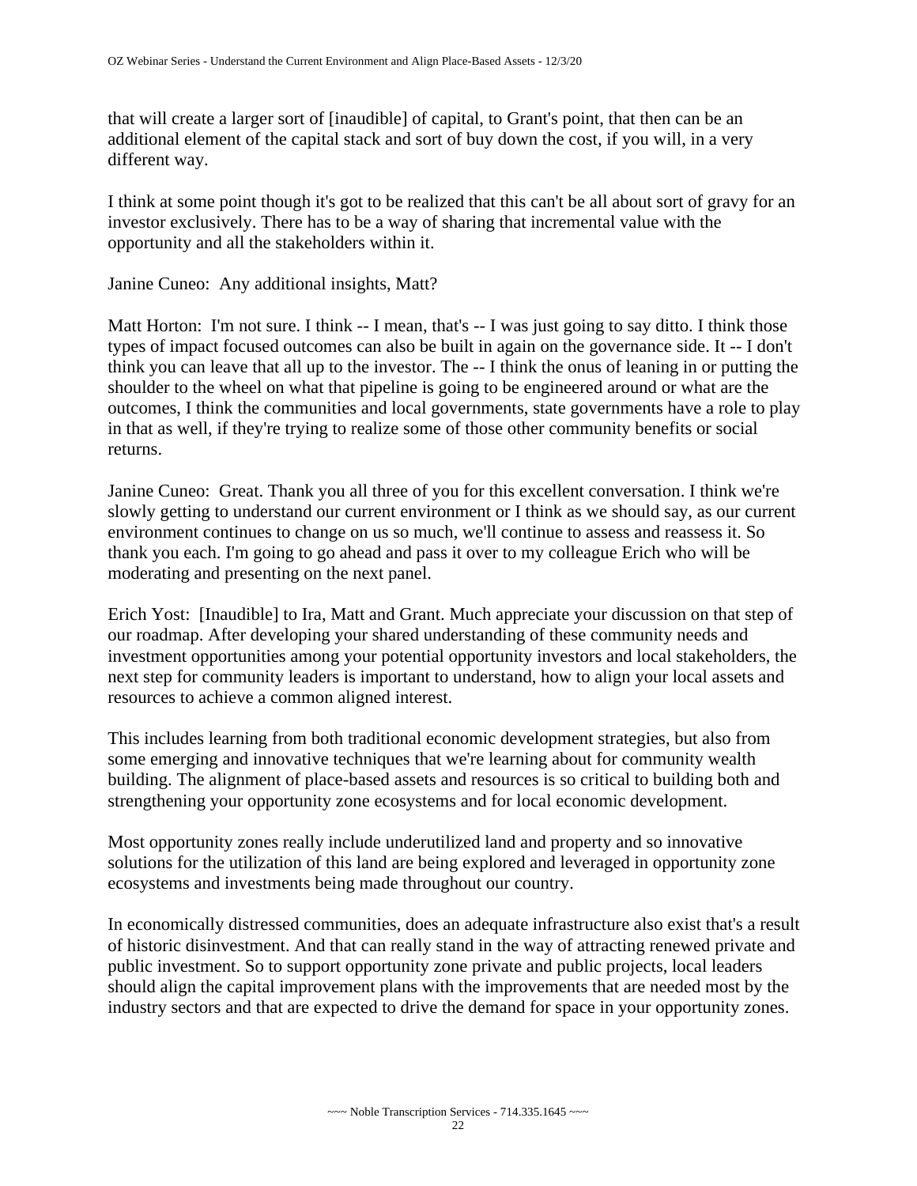that will create a larger sort of [inaudible] of capital, to Grant's point, that then can be an additional element of the capital stack and sort of buy down the cost, if you will, in a very different way.

I think at some point though it's got to be realized that this can't be all about sort of gravy for an investor exclusively. There has to be a way of sharing that incremental value with the opportunity and all the stakeholders within it.

Janine Cuneo: Any additional insights, Matt?

Matt Horton: I'm not sure. I think -- I mean, that's -- I was just going to say ditto. I think those types of impact focused outcomes can also be built in again on the governance side. It -- I don't think you can leave that all up to the investor. The -- I think the onus of leaning in or putting the shoulder to the wheel on what that pipeline is going to be engineered around or what are the outcomes, I think the communities and local governments, state governments have a role to play in that as well, if they're trying to realize some of those other community benefits or social returns.

Janine Cuneo: Great. Thank you all three of you for this excellent conversation. I think we're slowly getting to understand our current environment or I think as we should say, as our current environment continues to change on us so much, we'll continue to assess and reassess it. So thank you each. I'm going to go ahead and pass it over to my colleague Erich who will be moderating and presenting on the next panel.

Erich Yost: [Inaudible] to Ira, Matt and Grant. Much appreciate your discussion on that step of our roadmap. After developing your shared understanding of these community needs and investment opportunities among your potential opportunity investors and local stakeholders, the next step for community leaders is important to understand, how to align your local assets and resources to achieve a common aligned interest.

This includes learning from both traditional economic development strategies, but also from some emerging and innovative techniques that we're learning about for community wealth building. The alignment of place-based assets and resources is so critical to building both and strengthening your opportunity zone ecosystems and for local economic development.

Most opportunity zones really include underutilized land and property and so innovative solutions for the utilization of this land are being explored and leveraged in opportunity zone ecosystems and investments being made throughout our country.

In economically distressed communities, does an adequate infrastructure also exist that's a result of historic disinvestment. And that can really stand in the way of attracting renewed private and public investment. So to support opportunity zone private and public projects, local leaders should align the capital improvement plans with the improvements that are needed most by the industry sectors and that are expected to drive the demand for space in your opportunity zones.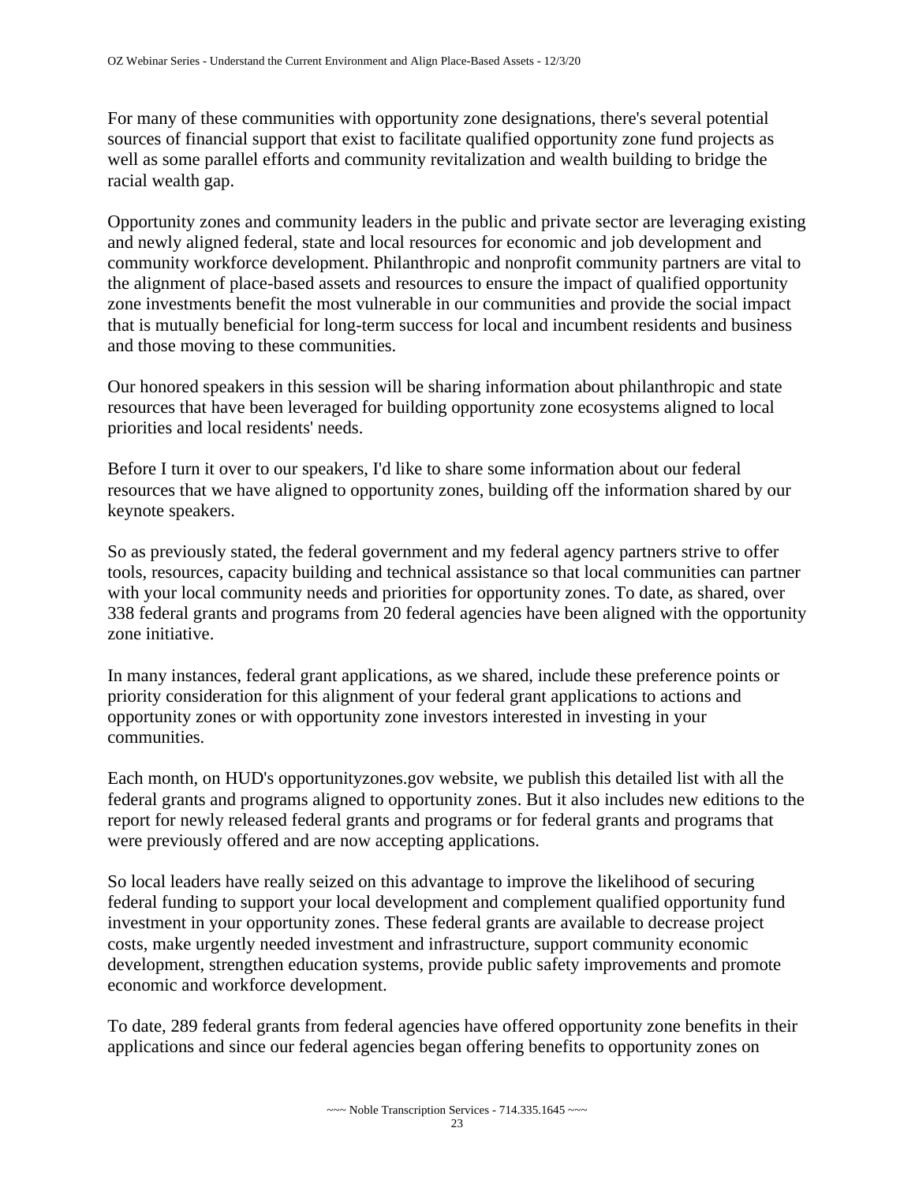For many of these communities with opportunity zone designations, there's several potential sources of financial support that exist to facilitate qualified opportunity zone fund projects as well as some parallel efforts and community revitalization and wealth building to bridge the racial wealth gap.

Opportunity zones and community leaders in the public and private sector are leveraging existing and newly aligned federal, state and local resources for economic and job development and community workforce development. Philanthropic and nonprofit community partners are vital to the alignment of place-based assets and resources to ensure the impact of qualified opportunity zone investments benefit the most vulnerable in our communities and provide the social impact that is mutually beneficial for long-term success for local and incumbent residents and business and those moving to these communities.

Our honored speakers in this session will be sharing information about philanthropic and state resources that have been leveraged for building opportunity zone ecosystems aligned to local priorities and local residents' needs.

Before I turn it over to our speakers, I'd like to share some information about our federal resources that we have aligned to opportunity zones, building off the information shared by our keynote speakers.

So as previously stated, the federal government and my federal agency partners strive to offer tools, resources, capacity building and technical assistance so that local communities can partner with your local community needs and priorities for opportunity zones. To date, as shared, over 338 federal grants and programs from 20 federal agencies have been aligned with the opportunity zone initiative.

In many instances, federal grant applications, as we shared, include these preference points or priority consideration for this alignment of your federal grant applications to actions and opportunity zones or with opportunity zone investors interested in investing in your communities.

Each month, on HUD's opportunityzones.gov website, we publish this detailed list with all the federal grants and programs aligned to opportunity zones. But it also includes new editions to the report for newly released federal grants and programs or for federal grants and programs that were previously offered and are now accepting applications.

So local leaders have really seized on this advantage to improve the likelihood of securing federal funding to support your local development and complement qualified opportunity fund investment in your opportunity zones. These federal grants are available to decrease project costs, make urgently needed investment and infrastructure, support community economic development, strengthen education systems, provide public safety improvements and promote economic and workforce development.

To date, 289 federal grants from federal agencies have offered opportunity zone benefits in their applications and since our federal agencies began offering benefits to opportunity zones on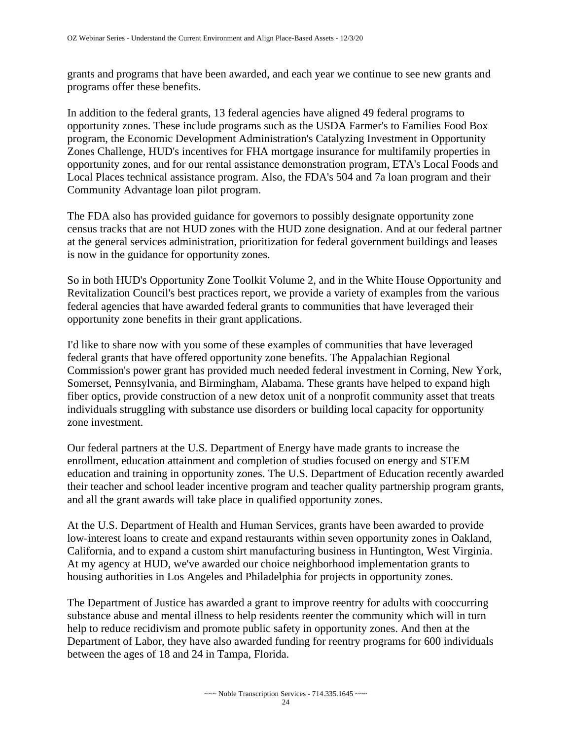grants and programs that have been awarded, and each year we continue to see new grants and programs offer these benefits.

In addition to the federal grants, 13 federal agencies have aligned 49 federal programs to opportunity zones. These include programs such as the USDA Farmer's to Families Food Box program, the Economic Development Administration's Catalyzing Investment in Opportunity Zones Challenge, HUD's incentives for FHA mortgage insurance for multifamily properties in opportunity zones, and for our rental assistance demonstration program, ETA's Local Foods and Local Places technical assistance program. Also, the FDA's 504 and 7a loan program and their Community Advantage loan pilot program.

The FDA also has provided guidance for governors to possibly designate opportunity zone census tracks that are not HUD zones with the HUD zone designation. And at our federal partner at the general services administration, prioritization for federal government buildings and leases is now in the guidance for opportunity zones.

So in both HUD's Opportunity Zone Toolkit Volume 2, and in the White House Opportunity and Revitalization Council's best practices report, we provide a variety of examples from the various federal agencies that have awarded federal grants to communities that have leveraged their opportunity zone benefits in their grant applications.

I'd like to share now with you some of these examples of communities that have leveraged federal grants that have offered opportunity zone benefits. The Appalachian Regional Commission's power grant has provided much needed federal investment in Corning, New York, Somerset, Pennsylvania, and Birmingham, Alabama. These grants have helped to expand high fiber optics, provide construction of a new detox unit of a nonprofit community asset that treats individuals struggling with substance use disorders or building local capacity for opportunity zone investment.

Our federal partners at the U.S. Department of Energy have made grants to increase the enrollment, education attainment and completion of studies focused on energy and STEM education and training in opportunity zones. The U.S. Department of Education recently awarded their teacher and school leader incentive program and teacher quality partnership program grants, and all the grant awards will take place in qualified opportunity zones.

At the U.S. Department of Health and Human Services, grants have been awarded to provide low-interest loans to create and expand restaurants within seven opportunity zones in Oakland, California, and to expand a custom shirt manufacturing business in Huntington, West Virginia. At my agency at HUD, we've awarded our choice neighborhood implementation grants to housing authorities in Los Angeles and Philadelphia for projects in opportunity zones.

The Department of Justice has awarded a grant to improve reentry for adults with cooccurring substance abuse and mental illness to help residents reenter the community which will in turn help to reduce recidivism and promote public safety in opportunity zones. And then at the Department of Labor, they have also awarded funding for reentry programs for 600 individuals between the ages of 18 and 24 in Tampa, Florida.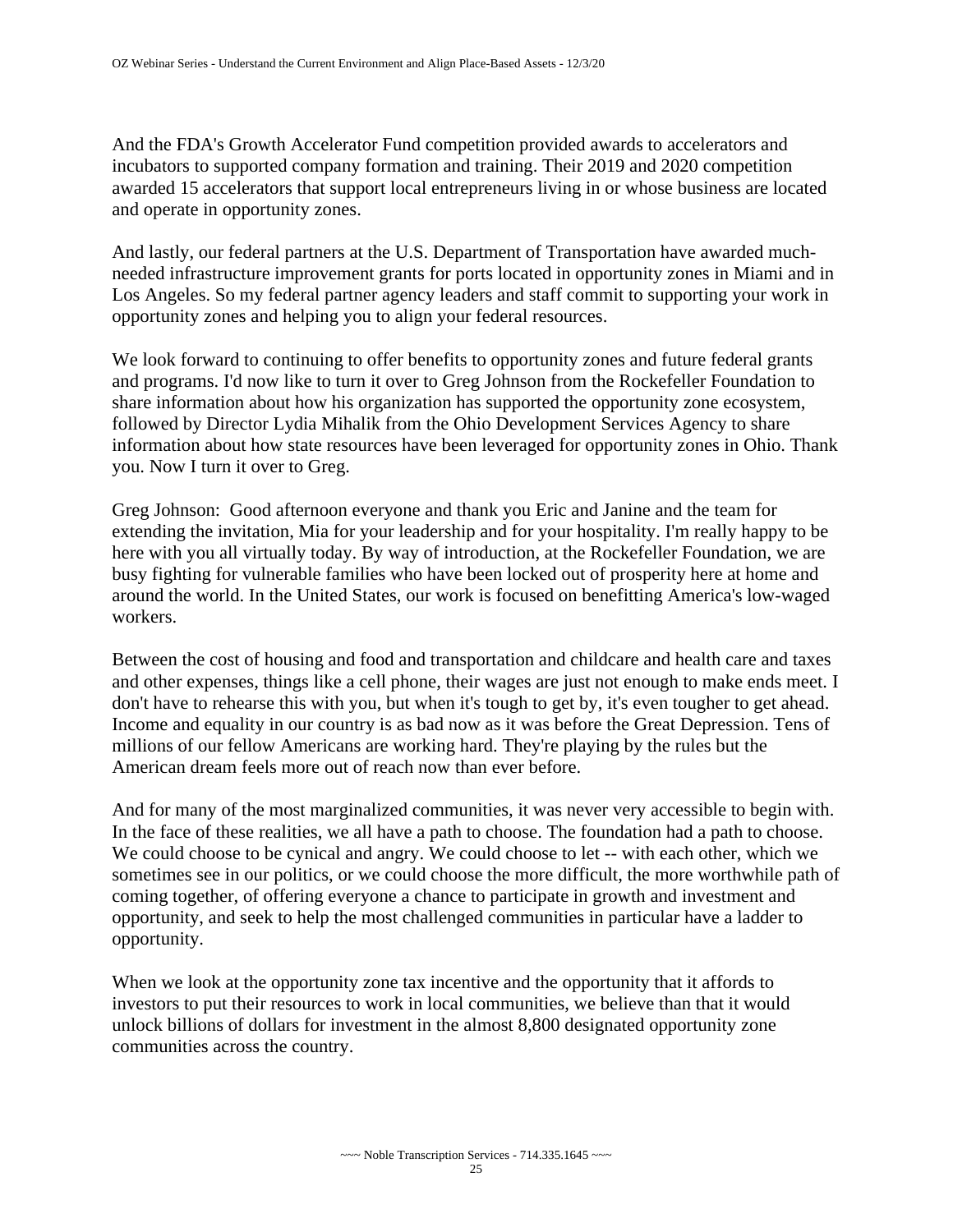And the FDA's Growth Accelerator Fund competition provided awards to accelerators and incubators to supported company formation and training. Their 2019 and 2020 competition awarded 15 accelerators that support local entrepreneurs living in or whose business are located and operate in opportunity zones.

And lastly, our federal partners at the U.S. Department of Transportation have awarded much-needed infrastructure improvement grants for ports located in opportunity zones in Miami and in Los Angeles. So my federal partner agency leaders and staff commit to supporting your work in opportunity zones and helping you to align your federal resources.

We look forward to continuing to offer benefits to opportunity zones and future federal grants and programs. I'd now like to turn it over to Greg Johnson from the Rockefeller Foundation to share information about how his organization has supported the opportunity zone ecosystem, followed by Director Lydia Mihalik from the Ohio Development Services Agency to share information about how state resources have been leveraged for opportunity zones in Ohio. Thank you. Now I turn it over to Greg.

Greg Johnson: Good afternoon everyone and thank you Eric and Janine and the team for extending the invitation, Mia for your leadership and for your hospitality. I'm really happy to be here with you all virtually today. By way of introduction, at the Rockefeller Foundation, we are busy fighting for vulnerable families who have been locked out of prosperity here at home and around the world. In the United States, our work is focused on benefitting America's low-waged workers.

Between the cost of housing and food and transportation and childcare and health care and taxes and other expenses, things like a cell phone, their wages are just not enough to make ends meet. I don't have to rehearse this with you, but when it's tough to get by, it's even tougher to get ahead. Income and equality in our country is as bad now as it was before the Great Depression. Tens of millions of our fellow Americans are working hard. They're playing by the rules but the American dream feels more out of reach now than ever before.

And for many of the most marginalized communities, it was never very accessible to begin with. In the face of these realities, we all have a path to choose. The foundation had a path to choose. We could choose to be cynical and angry. We could choose to let -- with each other, which we sometimes see in our politics, or we could choose the more difficult, the more worthwhile path of coming together, of offering everyone a chance to participate in growth and investment and opportunity, and seek to help the most challenged communities in particular have a ladder to opportunity.

When we look at the opportunity zone tax incentive and the opportunity that it affords to investors to put their resources to work in local communities, we believe than that it would unlock billions of dollars for investment in the almost 8,800 designated opportunity zone communities across the country.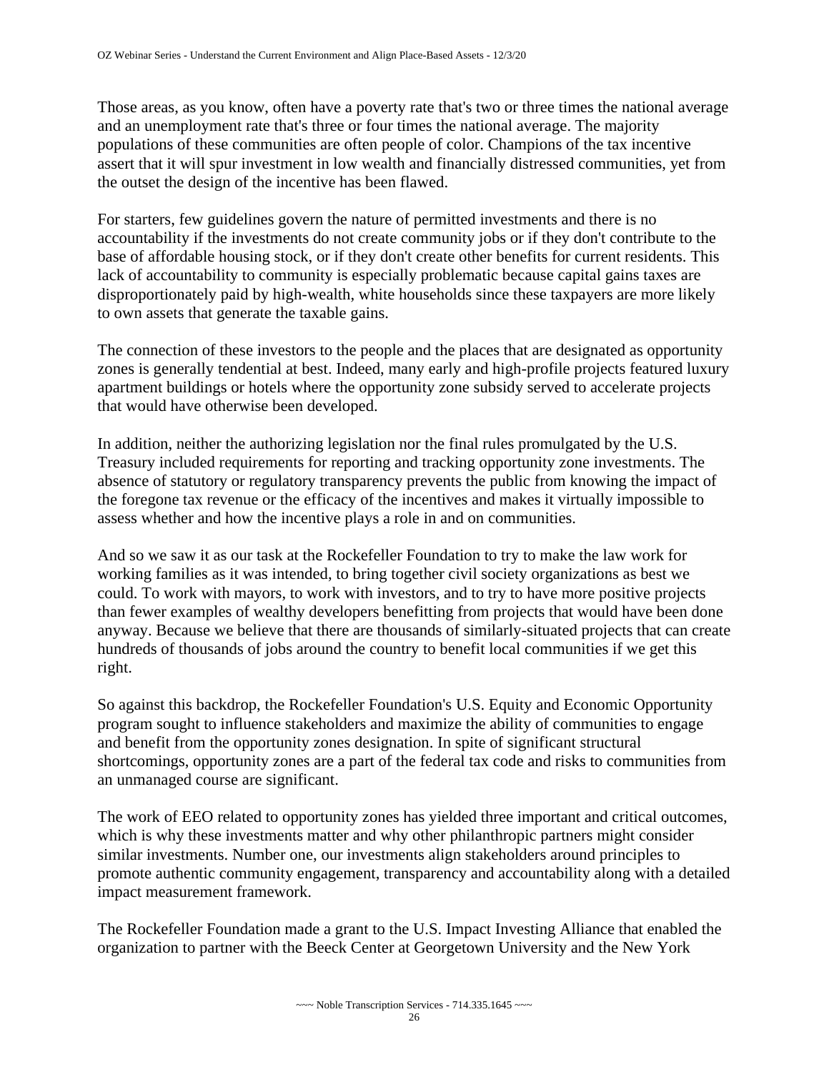Those areas, as you know, often have a poverty rate that's two or three times the national average and an unemployment rate that's three or four times the national average. The majority populations of these communities are often people of color. Champions of the tax incentive assert that it will spur investment in low wealth and financially distressed communities, yet from the outset the design of the incentive has been flawed.

For starters, few guidelines govern the nature of permitted investments and there is no accountability if the investments do not create community jobs or if they don't contribute to the base of affordable housing stock, or if they don't create other benefits for current residents. This lack of accountability to community is especially problematic because capital gains taxes are disproportionately paid by high-wealth, white households since these taxpayers are more likely to own assets that generate the taxable gains.

The connection of these investors to the people and the places that are designated as opportunity zones is generally tendential at best. Indeed, many early and high-profile projects featured luxury apartment buildings or hotels where the opportunity zone subsidy served to accelerate projects that would have otherwise been developed.

In addition, neither the authorizing legislation nor the final rules promulgated by the U.S. Treasury included requirements for reporting and tracking opportunity zone investments. The absence of statutory or regulatory transparency prevents the public from knowing the impact of the foregone tax revenue or the efficacy of the incentives and makes it virtually impossible to assess whether and how the incentive plays a role in and on communities.

And so we saw it as our task at the Rockefeller Foundation to try to make the law work for working families as it was intended, to bring together civil society organizations as best we could. To work with mayors, to work with investors, and to try to have more positive projects than fewer examples of wealthy developers benefitting from projects that would have been done anyway. Because we believe that there are thousands of similarly-situated projects that can create hundreds of thousands of jobs around the country to benefit local communities if we get this right.

So against this backdrop, the Rockefeller Foundation's U.S. Equity and Economic Opportunity program sought to influence stakeholders and maximize the ability of communities to engage and benefit from the opportunity zones designation. In spite of significant structural shortcomings, opportunity zones are a part of the federal tax code and risks to communities from an unmanaged course are significant.

The work of EEO related to opportunity zones has yielded three important and critical outcomes, which is why these investments matter and why other philanthropic partners might consider similar investments. Number one, our investments align stakeholders around principles to promote authentic community engagement, transparency and accountability along with a detailed impact measurement framework.

The Rockefeller Foundation made a grant to the U.S. Impact Investing Alliance that enabled the organization to partner with the Beeck Center at Georgetown University and the New York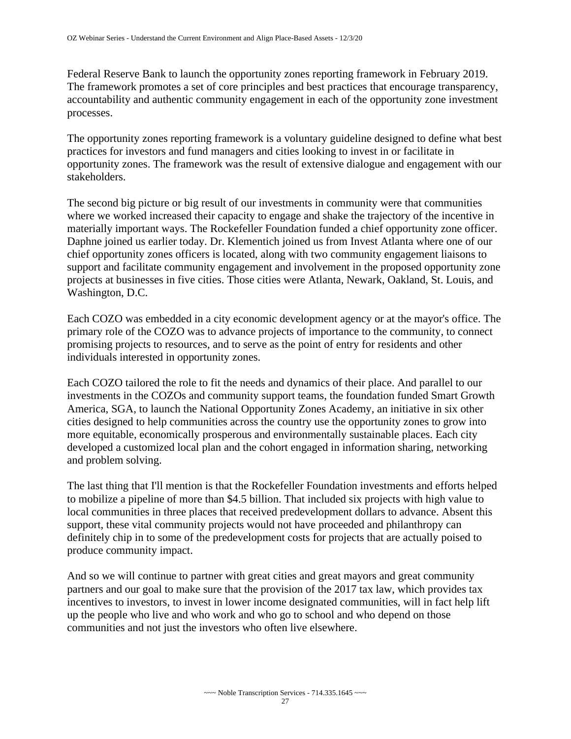Federal Reserve Bank to launch the opportunity zones reporting framework in February 2019. The framework promotes a set of core principles and best practices that encourage transparency, accountability and authentic community engagement in each of the opportunity zone investment processes.

The opportunity zones reporting framework is a voluntary guideline designed to define what best practices for investors and fund managers and cities looking to invest in or facilitate in opportunity zones. The framework was the result of extensive dialogue and engagement with our stakeholders.

The second big picture or big result of our investments in community were that communities where we worked increased their capacity to engage and shake the trajectory of the incentive in materially important ways. The Rockefeller Foundation funded a chief opportunity zone officer. Daphne joined us earlier today. Dr. Klementich joined us from Invest Atlanta where one of our chief opportunity zones officers is located, along with two community engagement liaisons to support and facilitate community engagement and involvement in the proposed opportunity zone projects at businesses in five cities. Those cities were Atlanta, Newark, Oakland, St. Louis, and Washington, D.C.

Each COZO was embedded in a city economic development agency or at the mayor's office. The primary role of the COZO was to advance projects of importance to the community, to connect promising projects to resources, and to serve as the point of entry for residents and other individuals interested in opportunity zones.

Each COZO tailored the role to fit the needs and dynamics of their place. And parallel to our investments in the COZOs and community support teams, the foundation funded Smart Growth America, SGA, to launch the National Opportunity Zones Academy, an initiative in six other cities designed to help communities across the country use the opportunity zones to grow into more equitable, economically prosperous and environmentally sustainable places. Each city developed a customized local plan and the cohort engaged in information sharing, networking and problem solving.

The last thing that I'll mention is that the Rockefeller Foundation investments and efforts helped to mobilize a pipeline of more than $4.5 billion. That included six projects with high value to local communities in three places that received predevelopment dollars to advance. Absent this support, these vital community projects would not have proceeded and philanthropy can definitely chip in to some of the predevelopment costs for projects that are actually poised to produce community impact.

And so we will continue to partner with great cities and great mayors and great community partners and our goal to make sure that the provision of the 2017 tax law, which provides tax incentives to investors, to invest in lower income designated communities, will in fact help lift up the people who live and who work and who go to school and who depend on those communities and not just the investors who often live elsewhere.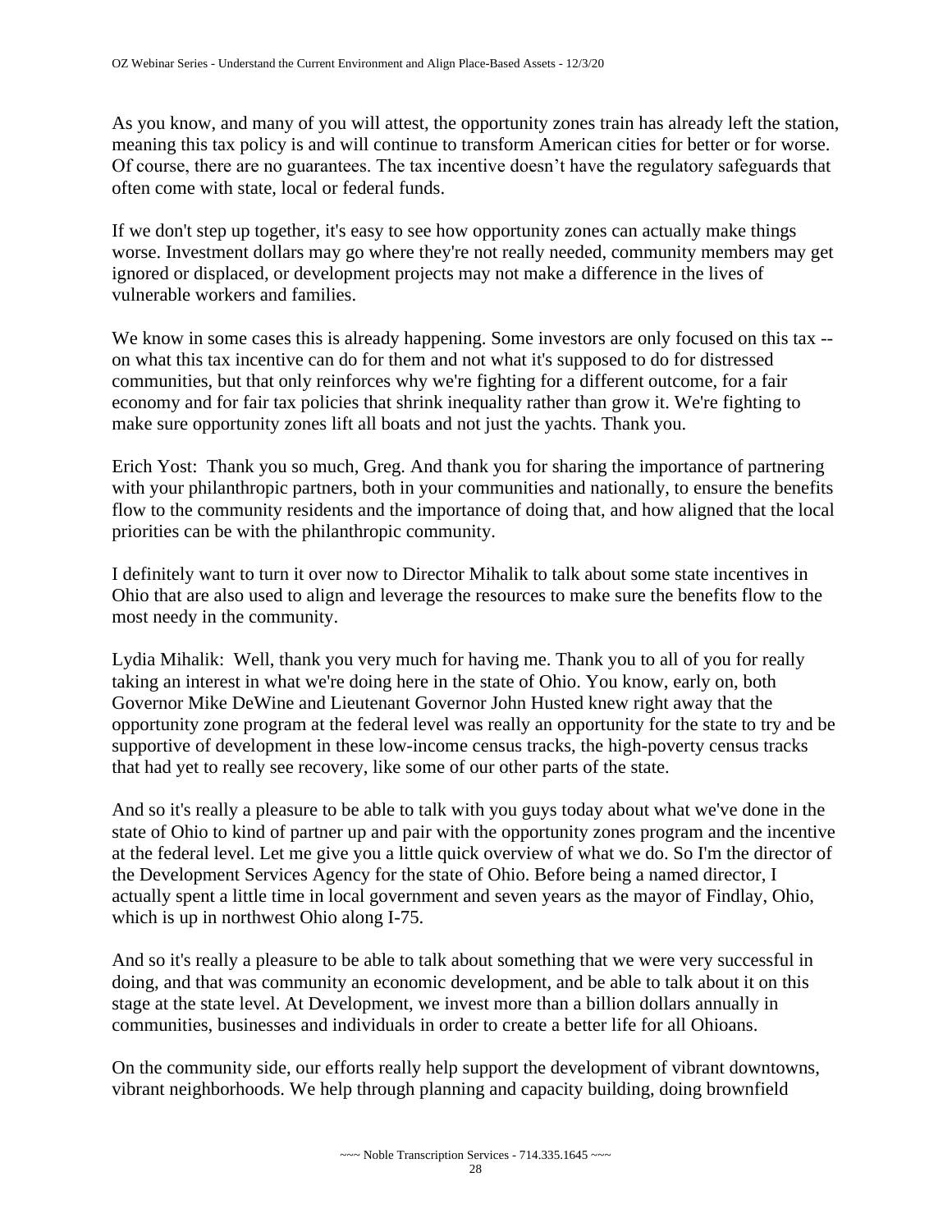As you know, and many of you will attest, the opportunity zones train has already left the station, meaning this tax policy is and will continue to transform American cities for better or for worse. Of course, there are no guarantees. The tax incentive doesn’t have the regulatory safeguards that often come with state, local or federal funds.

If we don't step up together, it's easy to see how opportunity zones can actually make things worse. Investment dollars may go where they're not really needed, community members may get ignored or displaced, or development projects may not make a difference in the lives of vulnerable workers and families.

We know in some cases this is already happening. Some investors are only focused on this tax -- on what this tax incentive can do for them and not what it's supposed to do for distressed communities, but that only reinforces why we're fighting for a different outcome, for a fair economy and for fair tax policies that shrink inequality rather than grow it. We're fighting to make sure opportunity zones lift all boats and not just the yachts. Thank you.

Erich Yost: Thank you so much, Greg. And thank you for sharing the importance of partnering with your philanthropic partners, both in your communities and nationally, to ensure the benefits flow to the community residents and the importance of doing that, and how aligned that the local priorities can be with the philanthropic community.

I definitely want to turn it over now to Director Mihalik to talk about some state incentives in Ohio that are also used to align and leverage the resources to make sure the benefits flow to the most needy in the community.

Lydia Mihalik: Well, thank you very much for having me. Thank you to all of you for really taking an interest in what we're doing here in the state of Ohio. You know, early on, both Governor Mike DeWine and Lieutenant Governor John Husted knew right away that the opportunity zone program at the federal level was really an opportunity for the state to try and be supportive of development in these low-income census tracks, the high-poverty census tracks that had yet to really see recovery, like some of our other parts of the state.

And so it's really a pleasure to be able to talk with you guys today about what we've done in the state of Ohio to kind of partner up and pair with the opportunity zones program and the incentive at the federal level. Let me give you a little quick overview of what we do. So I'm the director of the Development Services Agency for the state of Ohio. Before being a named director, I actually spent a little time in local government and seven years as the mayor of Findlay, Ohio, which is up in northwest Ohio along I-75.

And so it's really a pleasure to be able to talk about something that we were very successful in doing, and that was community an economic development, and be able to talk about it on this stage at the state level. At Development, we invest more than a billion dollars annually in communities, businesses and individuals in order to create a better life for all Ohioans.

On the community side, our efforts really help support the development of vibrant downtowns, vibrant neighborhoods. We help through planning and capacity building, doing brownfield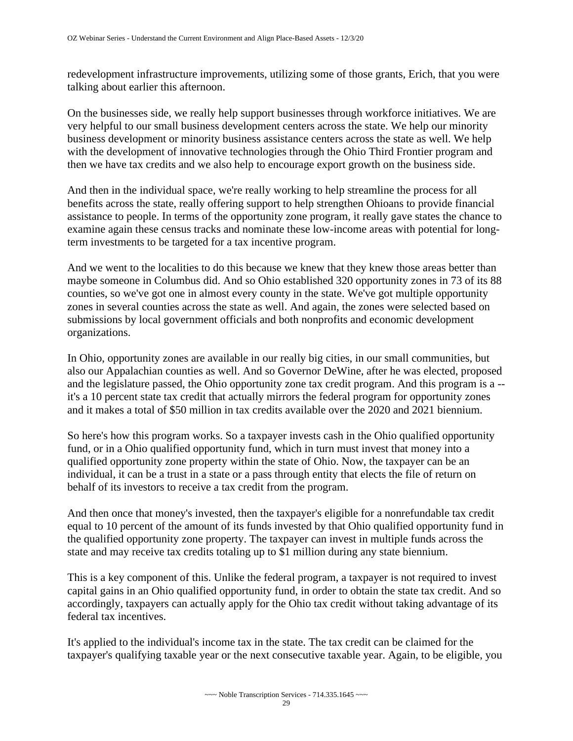redevelopment infrastructure improvements, utilizing some of those grants, Erich, that you were talking about earlier this afternoon.

On the businesses side, we really help support businesses through workforce initiatives. We are very helpful to our small business development centers across the state. We help our minority business development or minority business assistance centers across the state as well. We help with the development of innovative technologies through the Ohio Third Frontier program and then we have tax credits and we also help to encourage export growth on the business side.

And then in the individual space, we're really working to help streamline the process for all benefits across the state, really offering support to help strengthen Ohioans to provide financial assistance to people. In terms of the opportunity zone program, it really gave states the chance to examine again these census tracks and nominate these low-income areas with potential for long-term investments to be targeted for a tax incentive program.

And we went to the localities to do this because we knew that they knew those areas better than maybe someone in Columbus did. And so Ohio established 320 opportunity zones in 73 of its 88 counties, so we've got one in almost every county in the state. We've got multiple opportunity zones in several counties across the state as well. And again, the zones were selected based on submissions by local government officials and both nonprofits and economic development organizations.

In Ohio, opportunity zones are available in our really big cities, in our small communities, but also our Appalachian counties as well. And so Governor DeWine, after he was elected, proposed and the legislature passed, the Ohio opportunity zone tax credit program. And this program is a -- it's a 10 percent state tax credit that actually mirrors the federal program for opportunity zones and it makes a total of $50 million in tax credits available over the 2020 and 2021 biennium.

So here's how this program works. So a taxpayer invests cash in the Ohio qualified opportunity fund, or in a Ohio qualified opportunity fund, which in turn must invest that money into a qualified opportunity zone property within the state of Ohio. Now, the taxpayer can be an individual, it can be a trust in a state or a pass through entity that elects the file of return on behalf of its investors to receive a tax credit from the program.

And then once that money's invested, then the taxpayer's eligible for a nonrefundable tax credit equal to 10 percent of the amount of its funds invested by that Ohio qualified opportunity fund in the qualified opportunity zone property. The taxpayer can invest in multiple funds across the state and may receive tax credits totaling up to $1 million during any state biennium.

This is a key component of this. Unlike the federal program, a taxpayer is not required to invest capital gains in an Ohio qualified opportunity fund, in order to obtain the state tax credit. And so accordingly, taxpayers can actually apply for the Ohio tax credit without taking advantage of its federal tax incentives.

It's applied to the individual's income tax in the state. The tax credit can be claimed for the taxpayer's qualifying taxable year or the next consecutive taxable year. Again, to be eligible, you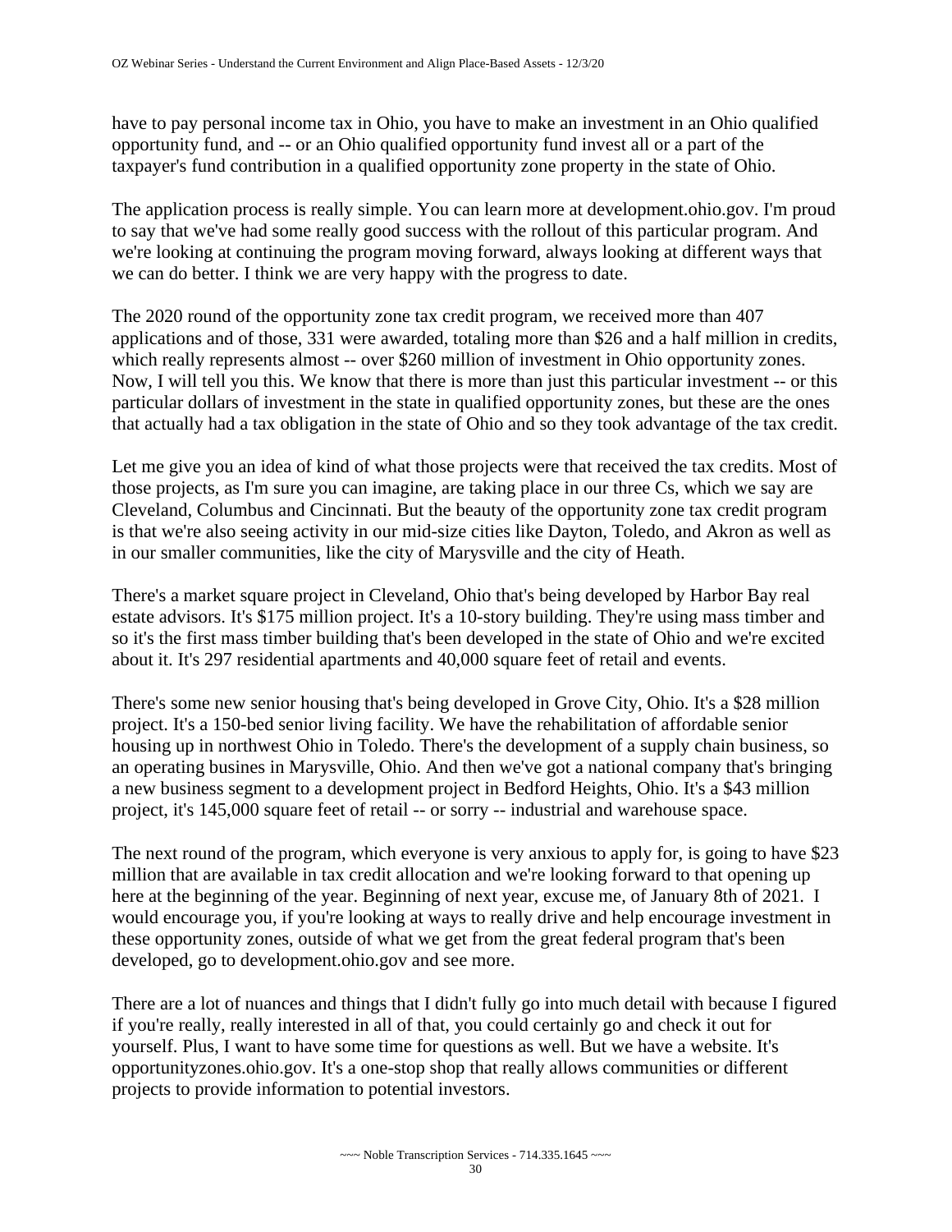have to pay personal income tax in Ohio, you have to make an investment in an Ohio qualified opportunity fund, and -- or an Ohio qualified opportunity fund invest all or a part of the taxpayer's fund contribution in a qualified opportunity zone property in the state of Ohio.

The application process is really simple. You can learn more at development.ohio.gov. I'm proud to say that we've had some really good success with the rollout of this particular program. And we're looking at continuing the program moving forward, always looking at different ways that we can do better. I think we are very happy with the progress to date.

The 2020 round of the opportunity zone tax credit program, we received more than 407 applications and of those, 331 were awarded, totaling more than $26 and a half million in credits, which really represents almost -- over $260 million of investment in Ohio opportunity zones. Now, I will tell you this. We know that there is more than just this particular investment -- or this particular dollars of investment in the state in qualified opportunity zones, but these are the ones that actually had a tax obligation in the state of Ohio and so they took advantage of the tax credit.

Let me give you an idea of kind of what those projects were that received the tax credits. Most of those projects, as I'm sure you can imagine, are taking place in our three Cs, which we say are Cleveland, Columbus and Cincinnati. But the beauty of the opportunity zone tax credit program is that we're also seeing activity in our mid-size cities like Dayton, Toledo, and Akron as well as in our smaller communities, like the city of Marysville and the city of Heath.

There's a market square project in Cleveland, Ohio that's being developed by Harbor Bay real estate advisors. It's $175 million project. It's a 10-story building. They're using mass timber and so it's the first mass timber building that's been developed in the state of Ohio and we're excited about it. It's 297 residential apartments and 40,000 square feet of retail and events.

There's some new senior housing that's being developed in Grove City, Ohio. It's a $28 million project. It's a 150-bed senior living facility. We have the rehabilitation of affordable senior housing up in northwest Ohio in Toledo. There's the development of a supply chain business, so an operating busines in Marysville, Ohio. And then we've got a national company that's bringing a new business segment to a development project in Bedford Heights, Ohio. It's a $43 million project, it's 145,000 square feet of retail -- or sorry -- industrial and warehouse space.

The next round of the program, which everyone is very anxious to apply for, is going to have $23 million that are available in tax credit allocation and we're looking forward to that opening up here at the beginning of the year. Beginning of next year, excuse me, of January 8th of 2021. I would encourage you, if you're looking at ways to really drive and help encourage investment in these opportunity zones, outside of what we get from the great federal program that's been developed, go to development.ohio.gov and see more.

There are a lot of nuances and things that I didn't fully go into much detail with because I figured if you're really, really interested in all of that, you could certainly go and check it out for yourself. Plus, I want to have some time for questions as well. But we have a website. It's opportunityzones.ohio.gov. It's a one-stop shop that really allows communities or different projects to provide information to potential investors.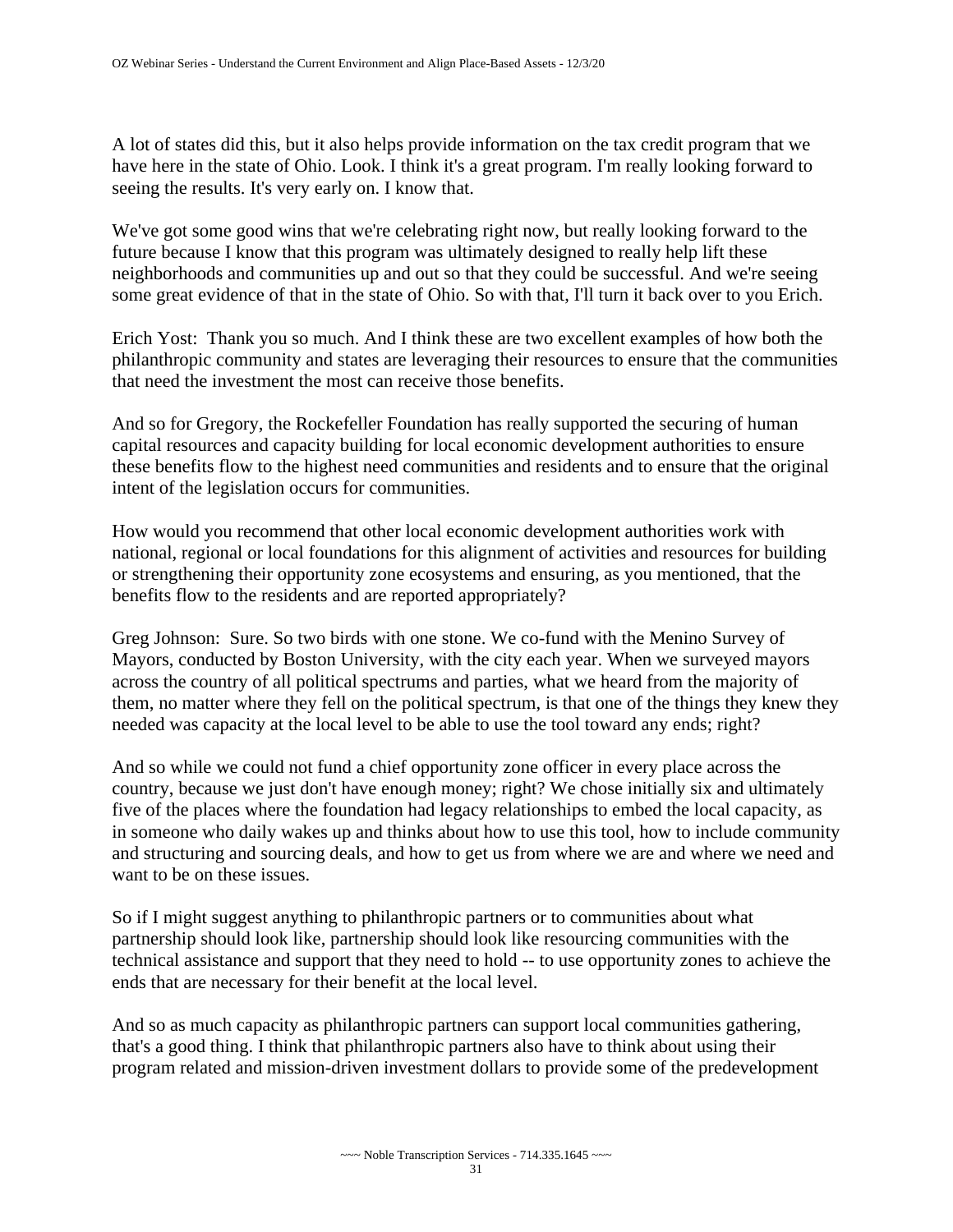A lot of states did this, but it also helps provide information on the tax credit program that we have here in the state of Ohio. Look. I think it's a great program. I'm really looking forward to seeing the results. It's very early on. I know that.

We've got some good wins that we're celebrating right now, but really looking forward to the future because I know that this program was ultimately designed to really help lift these neighborhoods and communities up and out so that they could be successful. And we're seeing some great evidence of that in the state of Ohio. So with that, I'll turn it back over to you Erich.

Erich Yost: Thank you so much. And I think these are two excellent examples of how both the philanthropic community and states are leveraging their resources to ensure that the communities that need the investment the most can receive those benefits.

And so for Gregory, the Rockefeller Foundation has really supported the securing of human capital resources and capacity building for local economic development authorities to ensure these benefits flow to the highest need communities and residents and to ensure that the original intent of the legislation occurs for communities.

How would you recommend that other local economic development authorities work with national, regional or local foundations for this alignment of activities and resources for building or strengthening their opportunity zone ecosystems and ensuring, as you mentioned, that the benefits flow to the residents and are reported appropriately?

Greg Johnson: Sure. So two birds with one stone. We co-fund with the Menino Survey of Mayors, conducted by Boston University, with the city each year. When we surveyed mayors across the country of all political spectrums and parties, what we heard from the majority of them, no matter where they fell on the political spectrum, is that one of the things they knew they needed was capacity at the local level to be able to use the tool toward any ends; right?

And so while we could not fund a chief opportunity zone officer in every place across the country, because we just don't have enough money; right? We chose initially six and ultimately five of the places where the foundation had legacy relationships to embed the local capacity, as in someone who daily wakes up and thinks about how to use this tool, how to include community and structuring and sourcing deals, and how to get us from where we are and where we need and want to be on these issues.

So if I might suggest anything to philanthropic partners or to communities about what partnership should look like, partnership should look like resourcing communities with the technical assistance and support that they need to hold -- to use opportunity zones to achieve the ends that are necessary for their benefit at the local level.

And so as much capacity as philanthropic partners can support local communities gathering, that's a good thing. I think that philanthropic partners also have to think about using their program related and mission-driven investment dollars to provide some of the predevelopment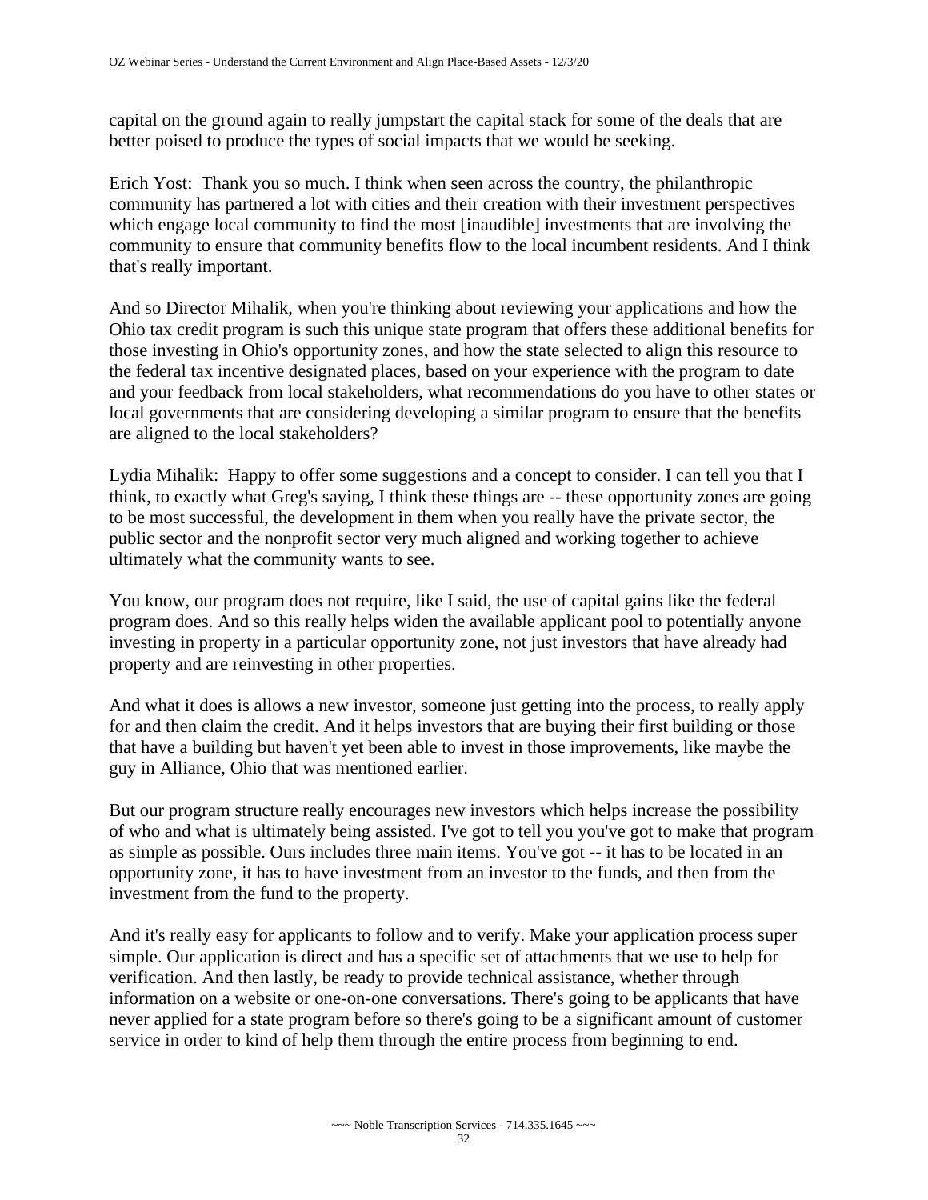capital on the ground again to really jumpstart the capital stack for some of the deals that are better poised to produce the types of social impacts that we would be seeking.

Erich Yost: Thank you so much. I think when seen across the country, the philanthropic community has partnered a lot with cities and their creation with their investment perspectives which engage local community to find the most [inaudible] investments that are involving the community to ensure that community benefits flow to the local incumbent residents. And I think that's really important.

And so Director Mihalik, when you're thinking about reviewing your applications and how the Ohio tax credit program is such this unique state program that offers these additional benefits for those investing in Ohio's opportunity zones, and how the state selected to align this resource to the federal tax incentive designated places, based on your experience with the program to date and your feedback from local stakeholders, what recommendations do you have to other states or local governments that are considering developing a similar program to ensure that the benefits are aligned to the local stakeholders?

Lydia Mihalik: Happy to offer some suggestions and a concept to consider. I can tell you that I think, to exactly what Greg's saying, I think these things are -- these opportunity zones are going to be most successful, the development in them when you really have the private sector, the public sector and the nonprofit sector very much aligned and working together to achieve ultimately what the community wants to see.

You know, our program does not require, like I said, the use of capital gains like the federal program does. And so this really helps widen the available applicant pool to potentially anyone investing in property in a particular opportunity zone, not just investors that have already had property and are reinvesting in other properties.

And what it does is allows a new investor, someone just getting into the process, to really apply for and then claim the credit. And it helps investors that are buying their first building or those that have a building but haven't yet been able to invest in those improvements, like maybe the guy in Alliance, Ohio that was mentioned earlier.

But our program structure really encourages new investors which helps increase the possibility of who and what is ultimately being assisted. I've got to tell you you've got to make that program as simple as possible. Ours includes three main items. You've got -- it has to be located in an opportunity zone, it has to have investment from an investor to the funds, and then from the investment from the fund to the property.

And it's really easy for applicants to follow and to verify. Make your application process super simple. Our application is direct and has a specific set of attachments that we use to help for verification. And then lastly, be ready to provide technical assistance, whether through information on a website or one-on-one conversations. There's going to be applicants that have never applied for a state program before so there's going to be a significant amount of customer service in order to kind of help them through the entire process from beginning to end.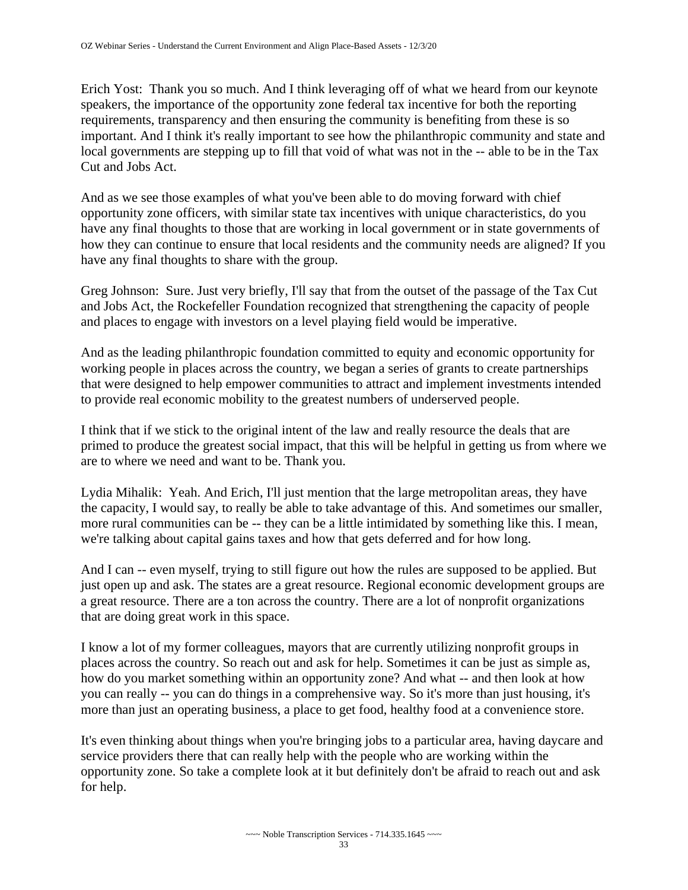Erich Yost: Thank you so much. And I think leveraging off of what we heard from our keynote speakers, the importance of the opportunity zone federal tax incentive for both the reporting requirements, transparency and then ensuring the community is benefiting from these is so important. And I think it's really important to see how the philanthropic community and state and local governments are stepping up to fill that void of what was not in the -- able to be in the Tax Cut and Jobs Act.

And as we see those examples of what you've been able to do moving forward with chief opportunity zone officers, with similar state tax incentives with unique characteristics, do you have any final thoughts to those that are working in local government or in state governments of how they can continue to ensure that local residents and the community needs are aligned? If you have any final thoughts to share with the group.

Greg Johnson: Sure. Just very briefly, I'll say that from the outset of the passage of the Tax Cut and Jobs Act, the Rockefeller Foundation recognized that strengthening the capacity of people and places to engage with investors on a level playing field would be imperative.

And as the leading philanthropic foundation committed to equity and economic opportunity for working people in places across the country, we began a series of grants to create partnerships that were designed to help empower communities to attract and implement investments intended to provide real economic mobility to the greatest numbers of underserved people.

I think that if we stick to the original intent of the law and really resource the deals that are primed to produce the greatest social impact, that this will be helpful in getting us from where we are to where we need and want to be. Thank you.

Lydia Mihalik: Yeah. And Erich, I'll just mention that the large metropolitan areas, they have the capacity, I would say, to really be able to take advantage of this. And sometimes our smaller, more rural communities can be -- they can be a little intimidated by something like this. I mean, we're talking about capital gains taxes and how that gets deferred and for how long.

And I can -- even myself, trying to still figure out how the rules are supposed to be applied. But just open up and ask. The states are a great resource. Regional economic development groups are a great resource. There are a ton across the country. There are a lot of nonprofit organizations that are doing great work in this space.

I know a lot of my former colleagues, mayors that are currently utilizing nonprofit groups in places across the country. So reach out and ask for help. Sometimes it can be just as simple as, how do you market something within an opportunity zone? And what -- and then look at how you can really -- you can do things in a comprehensive way. So it's more than just housing, it's more than just an operating business, a place to get food, healthy food at a convenience store.

It's even thinking about things when you're bringing jobs to a particular area, having daycare and service providers there that can really help with the people who are working within the opportunity zone. So take a complete look at it but definitely don't be afraid to reach out and ask for help.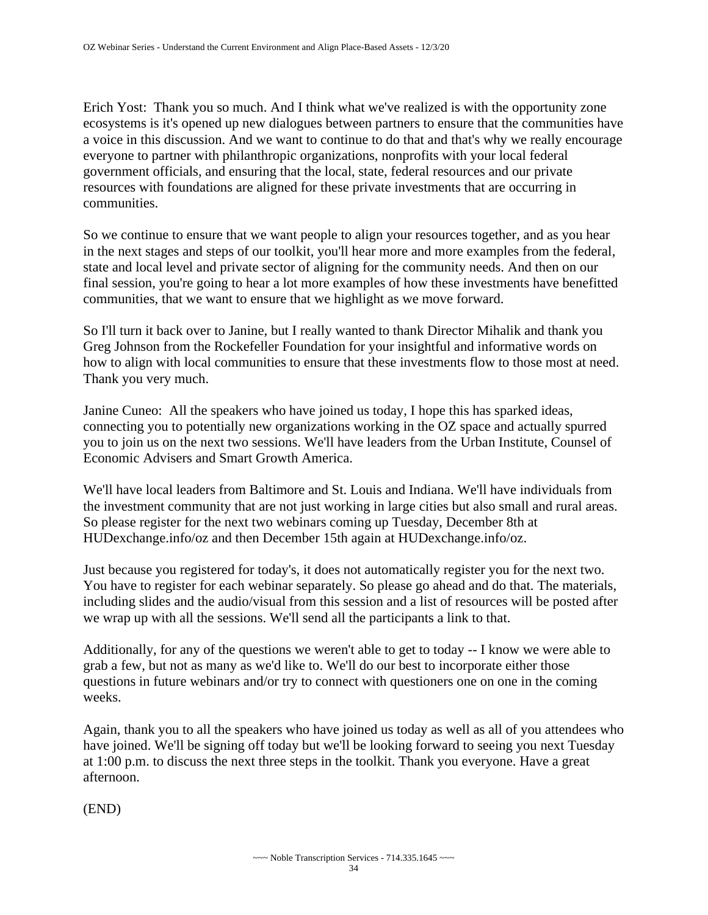Erich Yost: Thank you so much. And I think what we've realized is with the opportunity zone ecosystems is it's opened up new dialogues between partners to ensure that the communities have a voice in this discussion. And we want to continue to do that and that's why we really encourage everyone to partner with philanthropic organizations, nonprofits with your local federal government officials, and ensuring that the local, state, federal resources and our private resources with foundations are aligned for these private investments that are occurring in communities.

So we continue to ensure that we want people to align your resources together, and as you hear in the next stages and steps of our toolkit, you'll hear more and more examples from the federal, state and local level and private sector of aligning for the community needs. And then on our final session, you're going to hear a lot more examples of how these investments have benefitted communities, that we want to ensure that we highlight as we move forward.

So I'll turn it back over to Janine, but I really wanted to thank Director Mihalik and thank you Greg Johnson from the Rockefeller Foundation for your insightful and informative words on how to align with local communities to ensure that these investments flow to those most at need. Thank you very much.

Janine Cuneo: All the speakers who have joined us today, I hope this has sparked ideas, connecting you to potentially new organizations working in the OZ space and actually spurred you to join us on the next two sessions. We'll have leaders from the Urban Institute, Counsel of Economic Advisers and Smart Growth America.

We'll have local leaders from Baltimore and St. Louis and Indiana. We'll have individuals from the investment community that are not just working in large cities but also small and rural areas. So please register for the next two webinars coming up Tuesday, December 8th at HUDexchange.info/oz and then December 15th again at HUDexchange.info/oz.

Just because you registered for today's, it does not automatically register you for the next two. You have to register for each webinar separately. So please go ahead and do that. The materials, including slides and the audio/visual from this session and a list of resources will be posted after we wrap up with all the sessions. We'll send all the participants a link to that.

Additionally, for any of the questions we weren't able to get to today -- I know we were able to grab a few, but not as many as we'd like to. We'll do our best to incorporate either those questions in future webinars and/or try to connect with questioners one on one in the coming weeks.

Again, thank you to all the speakers who have joined us today as well as all of you attendees who have joined. We'll be signing off today but we'll be looking forward to seeing you next Tuesday at 1:00 p.m. to discuss the next three steps in the toolkit. Thank you everyone. Have a great afternoon.

(END)